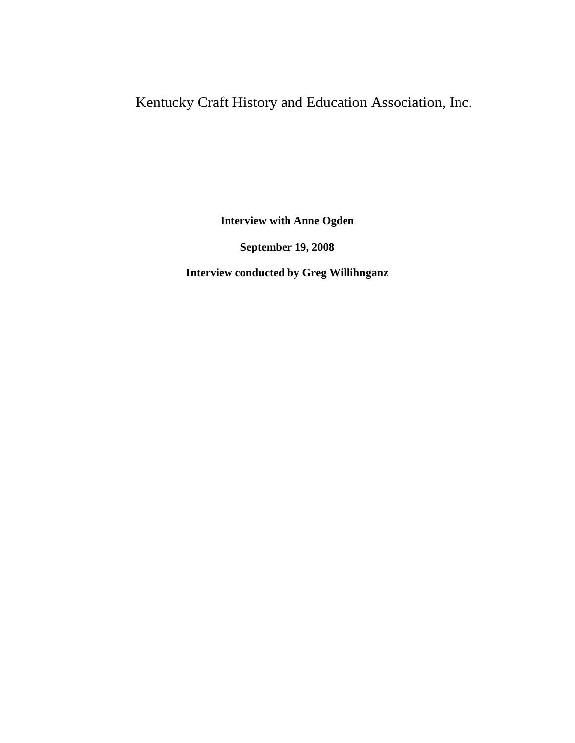# Kentucky Craft History and Education Association, Inc.

**Interview with Anne Ogden**

**September 19, 2008**

**Interview conducted by Greg Willihnganz**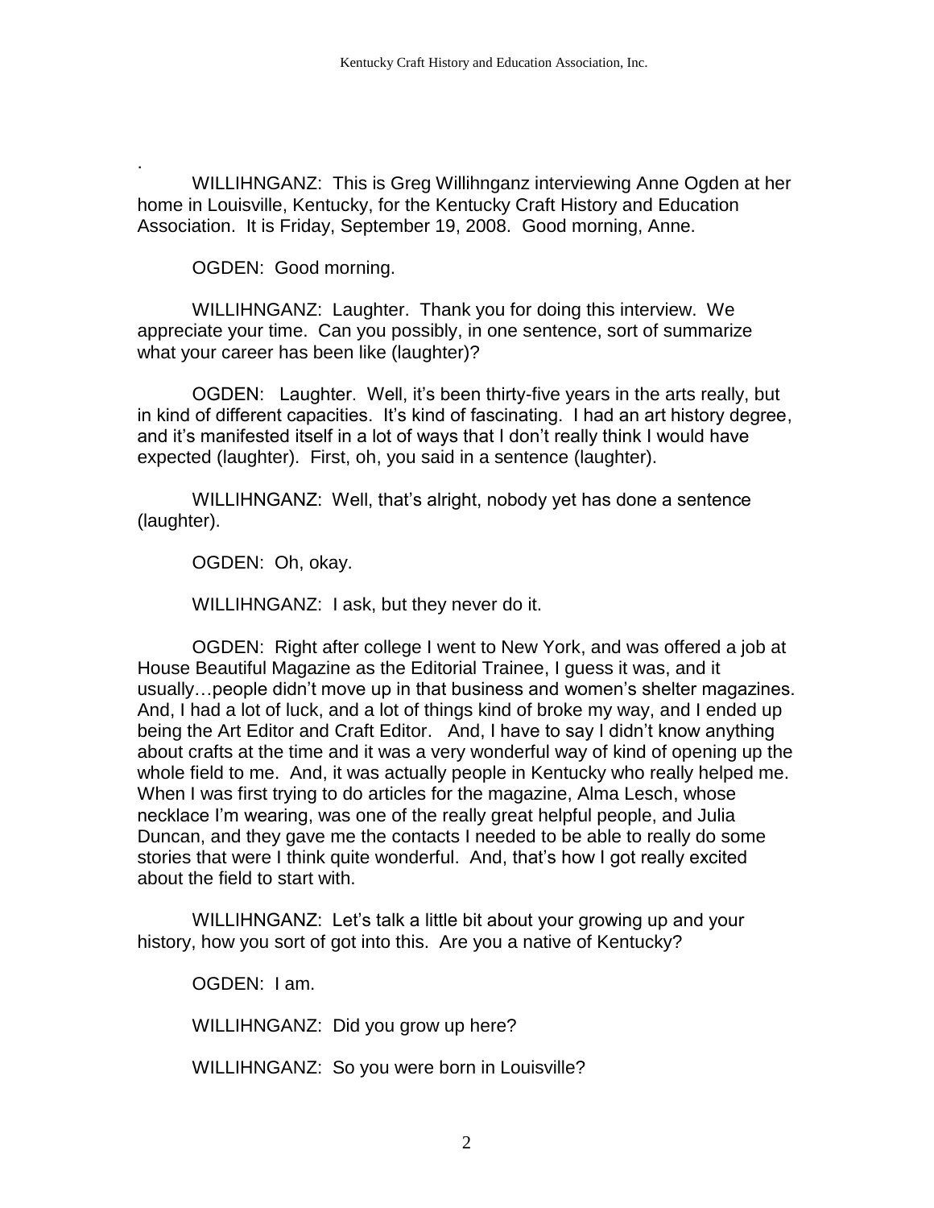.

WILLIHNGANZ: This is Greg Willihnganz interviewing Anne Ogden at her home in Louisville, Kentucky, for the Kentucky Craft History and Education Association. It is Friday, September 19, 2008. Good morning, Anne.

OGDEN: Good morning.

WILLIHNGANZ: Laughter. Thank you for doing this interview. We appreciate your time. Can you possibly, in one sentence, sort of summarize what your career has been like (laughter)?

OGDEN: Laughter. Well, it's been thirty-five years in the arts really, but in kind of different capacities. It's kind of fascinating. I had an art history degree, and it's manifested itself in a lot of ways that I don't really think I would have expected (laughter). First, oh, you said in a sentence (laughter).

WILLIHNGANZ: Well, that's alright, nobody yet has done a sentence (laughter).

OGDEN: Oh, okay.

WILLIHNGANZ: I ask, but they never do it.

OGDEN: Right after college I went to New York, and was offered a job at House Beautiful Magazine as the Editorial Trainee, I guess it was, and it usually…people didn't move up in that business and women's shelter magazines. And, I had a lot of luck, and a lot of things kind of broke my way, and I ended up being the Art Editor and Craft Editor. And, I have to say I didn't know anything about crafts at the time and it was a very wonderful way of kind of opening up the whole field to me. And, it was actually people in Kentucky who really helped me. When I was first trying to do articles for the magazine, Alma Lesch, whose necklace I'm wearing, was one of the really great helpful people, and Julia Duncan, and they gave me the contacts I needed to be able to really do some stories that were I think quite wonderful. And, that's how I got really excited about the field to start with.

WILLIHNGANZ: Let's talk a little bit about your growing up and your history, how you sort of got into this. Are you a native of Kentucky?

OGDEN: I am.

WILLIHNGANZ: Did you grow up here?

WILLIHNGANZ: So you were born in Louisville?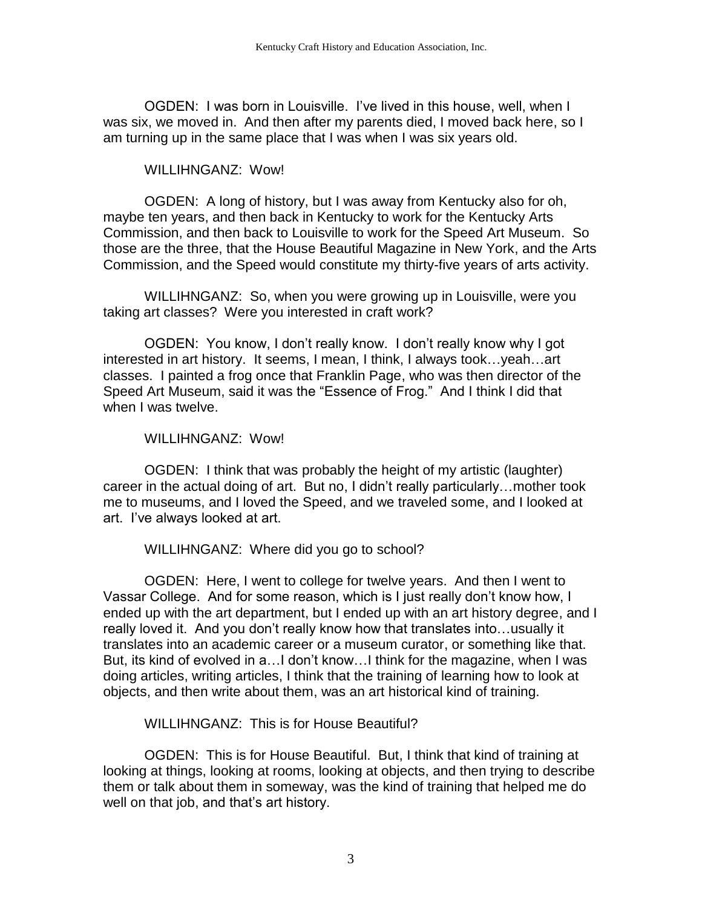OGDEN: I was born in Louisville. I've lived in this house, well, when I was six, we moved in. And then after my parents died, I moved back here, so I am turning up in the same place that I was when I was six years old.

WILLIHNGANZ: Wow!

OGDEN: A long of history, but I was away from Kentucky also for oh, maybe ten years, and then back in Kentucky to work for the Kentucky Arts Commission, and then back to Louisville to work for the Speed Art Museum. So those are the three, that the House Beautiful Magazine in New York, and the Arts Commission, and the Speed would constitute my thirty-five years of arts activity.

WILLIHNGANZ: So, when you were growing up in Louisville, were you taking art classes? Were you interested in craft work?

OGDEN: You know, I don't really know. I don't really know why I got interested in art history. It seems, I mean, I think, I always took…yeah…art classes. I painted a frog once that Franklin Page, who was then director of the Speed Art Museum, said it was the "Essence of Frog." And I think I did that when I was twelve.

WILLIHNGANZ: Wow!

OGDEN: I think that was probably the height of my artistic (laughter) career in the actual doing of art. But no, I didn't really particularly…mother took me to museums, and I loved the Speed, and we traveled some, and I looked at art. I've always looked at art.

WILLIHNGANZ: Where did you go to school?

OGDEN: Here, I went to college for twelve years. And then I went to Vassar College. And for some reason, which is I just really don't know how, I ended up with the art department, but I ended up with an art history degree, and I really loved it. And you don't really know how that translates into…usually it translates into an academic career or a museum curator, or something like that. But, its kind of evolved in a…I don't know…I think for the magazine, when I was doing articles, writing articles, I think that the training of learning how to look at objects, and then write about them, was an art historical kind of training.

WILLIHNGANZ: This is for House Beautiful?

OGDEN: This is for House Beautiful. But, I think that kind of training at looking at things, looking at rooms, looking at objects, and then trying to describe them or talk about them in someway, was the kind of training that helped me do well on that job, and that's art history.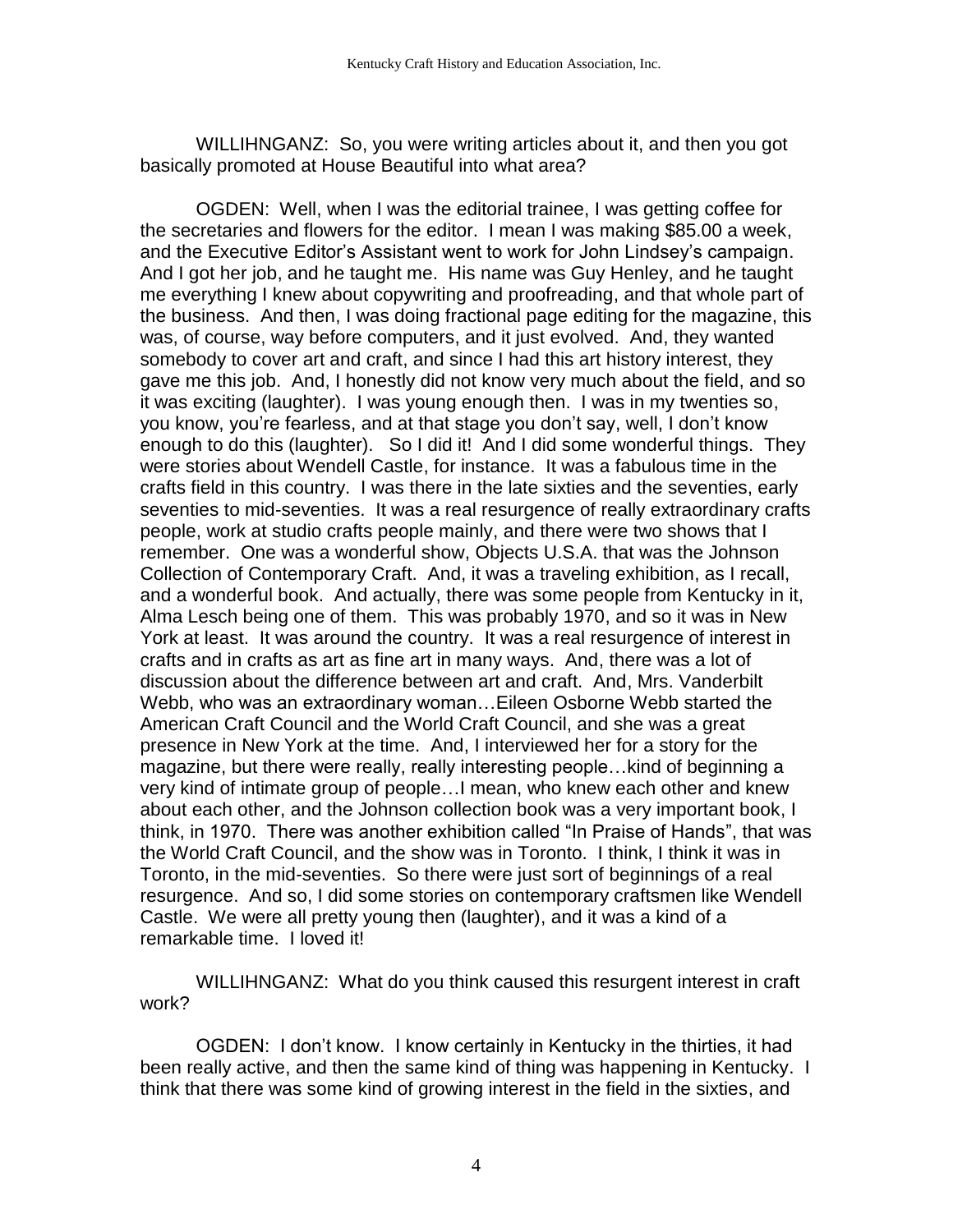WILLIHNGANZ: So, you were writing articles about it, and then you got basically promoted at House Beautiful into what area?

OGDEN: Well, when I was the editorial trainee, I was getting coffee for the secretaries and flowers for the editor. I mean I was making $85.00 a week, and the Executive Editor's Assistant went to work for John Lindsey's campaign. And I got her job, and he taught me. His name was Guy Henley, and he taught me everything I knew about copywriting and proofreading, and that whole part of the business. And then, I was doing fractional page editing for the magazine, this was, of course, way before computers, and it just evolved. And, they wanted somebody to cover art and craft, and since I had this art history interest, they gave me this job. And, I honestly did not know very much about the field, and so it was exciting (laughter). I was young enough then. I was in my twenties so, you know, you're fearless, and at that stage you don't say, well, I don't know enough to do this (laughter). So I did it! And I did some wonderful things. They were stories about Wendell Castle, for instance. It was a fabulous time in the crafts field in this country. I was there in the late sixties and the seventies, early seventies to mid-seventies. It was a real resurgence of really extraordinary crafts people, work at studio crafts people mainly, and there were two shows that I remember. One was a wonderful show, Objects U.S.A. that was the Johnson Collection of Contemporary Craft. And, it was a traveling exhibition, as I recall, and a wonderful book. And actually, there was some people from Kentucky in it, Alma Lesch being one of them. This was probably 1970, and so it was in New York at least. It was around the country. It was a real resurgence of interest in crafts and in crafts as art as fine art in many ways. And, there was a lot of discussion about the difference between art and craft. And, Mrs. Vanderbilt Webb, who was an extraordinary woman…Eileen Osborne Webb started the American Craft Council and the World Craft Council, and she was a great presence in New York at the time. And, I interviewed her for a story for the magazine, but there were really, really interesting people…kind of beginning a very kind of intimate group of people…I mean, who knew each other and knew about each other, and the Johnson collection book was a very important book, I think, in 1970. There was another exhibition called "In Praise of Hands", that was the World Craft Council, and the show was in Toronto. I think, I think it was in Toronto, in the mid-seventies. So there were just sort of beginnings of a real resurgence. And so, I did some stories on contemporary craftsmen like Wendell Castle. We were all pretty young then (laughter), and it was a kind of a remarkable time. I loved it!

WILLIHNGANZ: What do you think caused this resurgent interest in craft work?

OGDEN: I don't know. I know certainly in Kentucky in the thirties, it had been really active, and then the same kind of thing was happening in Kentucky. I think that there was some kind of growing interest in the field in the sixties, and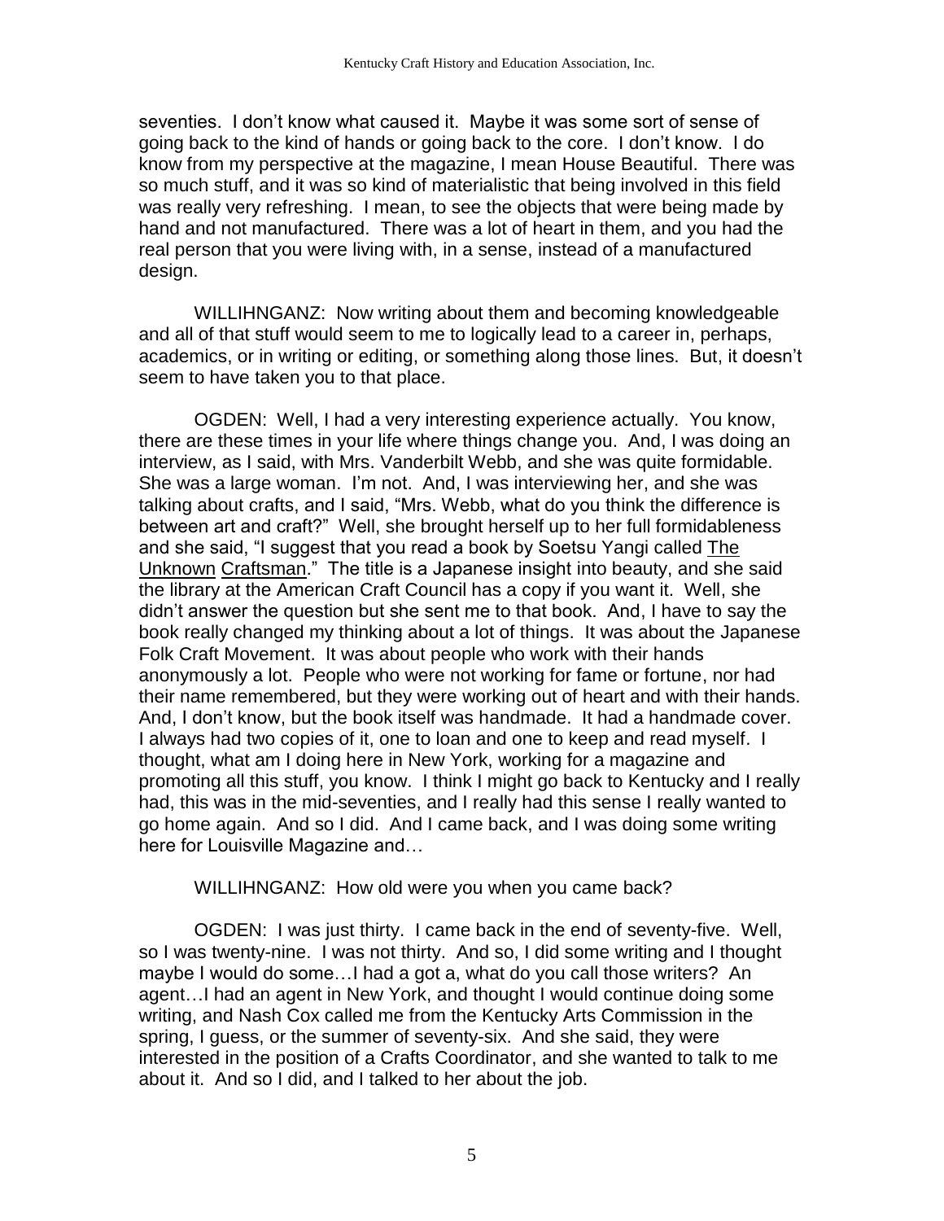seventies. I don't know what caused it. Maybe it was some sort of sense of going back to the kind of hands or going back to the core. I don't know. I do know from my perspective at the magazine, I mean House Beautiful. There was so much stuff, and it was so kind of materialistic that being involved in this field was really very refreshing. I mean, to see the objects that were being made by hand and not manufactured. There was a lot of heart in them, and you had the real person that you were living with, in a sense, instead of a manufactured design.

WILLIHNGANZ: Now writing about them and becoming knowledgeable and all of that stuff would seem to me to logically lead to a career in, perhaps, academics, or in writing or editing, or something along those lines. But, it doesn't seem to have taken you to that place.

OGDEN: Well, I had a very interesting experience actually. You know, there are these times in your life where things change you. And, I was doing an interview, as I said, with Mrs. Vanderbilt Webb, and she was quite formidable. She was a large woman. I'm not. And, I was interviewing her, and she was talking about crafts, and I said, "Mrs. Webb, what do you think the difference is between art and craft?" Well, she brought herself up to her full formidableness and she said, "I suggest that you read a book by Soetsu Yangi called The Unknown Craftsman." The title is a Japanese insight into beauty, and she said the library at the American Craft Council has a copy if you want it. Well, she didn't answer the question but she sent me to that book. And, I have to say the book really changed my thinking about a lot of things. It was about the Japanese Folk Craft Movement. It was about people who work with their hands anonymously a lot. People who were not working for fame or fortune, nor had their name remembered, but they were working out of heart and with their hands. And, I don't know, but the book itself was handmade. It had a handmade cover. I always had two copies of it, one to loan and one to keep and read myself. I thought, what am I doing here in New York, working for a magazine and promoting all this stuff, you know. I think I might go back to Kentucky and I really had, this was in the mid-seventies, and I really had this sense I really wanted to go home again. And so I did. And I came back, and I was doing some writing here for Louisville Magazine and…

WILLIHNGANZ: How old were you when you came back?

OGDEN: I was just thirty. I came back in the end of seventy-five. Well, so I was twenty-nine. I was not thirty. And so, I did some writing and I thought maybe I would do some…I had a got a, what do you call those writers? An agent…I had an agent in New York, and thought I would continue doing some writing, and Nash Cox called me from the Kentucky Arts Commission in the spring, I guess, or the summer of seventy-six. And she said, they were interested in the position of a Crafts Coordinator, and she wanted to talk to me about it. And so I did, and I talked to her about the job.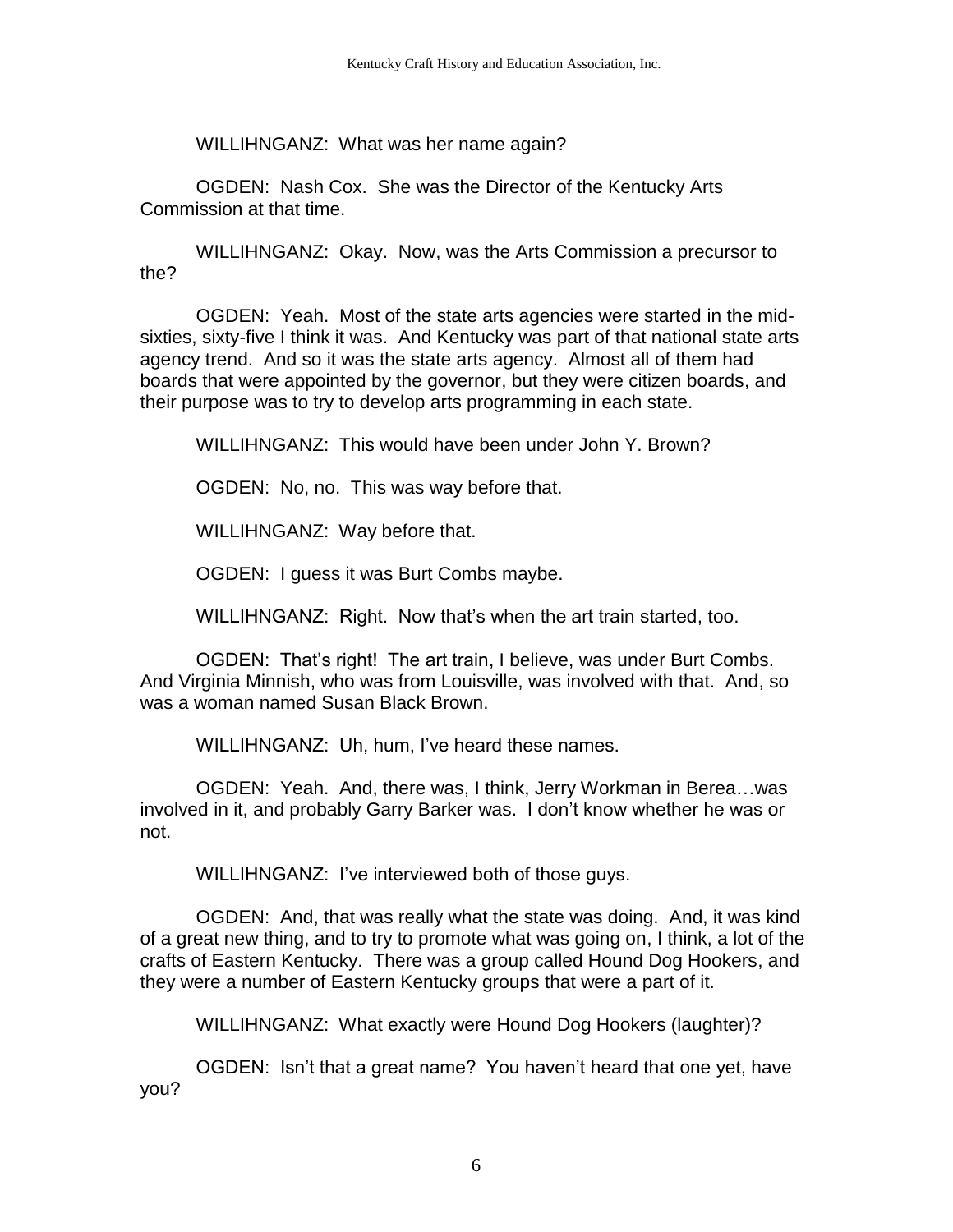WILLIHNGANZ: What was her name again?

OGDEN: Nash Cox. She was the Director of the Kentucky Arts Commission at that time.

WILLIHNGANZ: Okay. Now, was the Arts Commission a precursor to the?

OGDEN: Yeah. Most of the state arts agencies were started in the mid-sixties, sixty-five I think it was. And Kentucky was part of that national state arts agency trend. And so it was the state arts agency. Almost all of them had boards that were appointed by the governor, but they were citizen boards, and their purpose was to try to develop arts programming in each state.

WILLIHNGANZ: This would have been under John Y. Brown?

OGDEN: No, no. This was way before that.

WILLIHNGANZ: Way before that.

OGDEN: I guess it was Burt Combs maybe.

WILLIHNGANZ: Right. Now that's when the art train started, too.

OGDEN: That's right! The art train, I believe, was under Burt Combs. And Virginia Minnish, who was from Louisville, was involved with that. And, so was a woman named Susan Black Brown.

WILLIHNGANZ: Uh, hum, I've heard these names.

OGDEN: Yeah. And, there was, I think, Jerry Workman in Berea…was involved in it, and probably Garry Barker was. I don't know whether he was or not.

WILLIHNGANZ: I've interviewed both of those guys.

OGDEN: And, that was really what the state was doing. And, it was kind of a great new thing, and to try to promote what was going on, I think, a lot of the crafts of Eastern Kentucky. There was a group called Hound Dog Hookers, and they were a number of Eastern Kentucky groups that were a part of it.

WILLIHNGANZ: What exactly were Hound Dog Hookers (laughter)?

OGDEN: Isn't that a great name? You haven't heard that one yet, have you?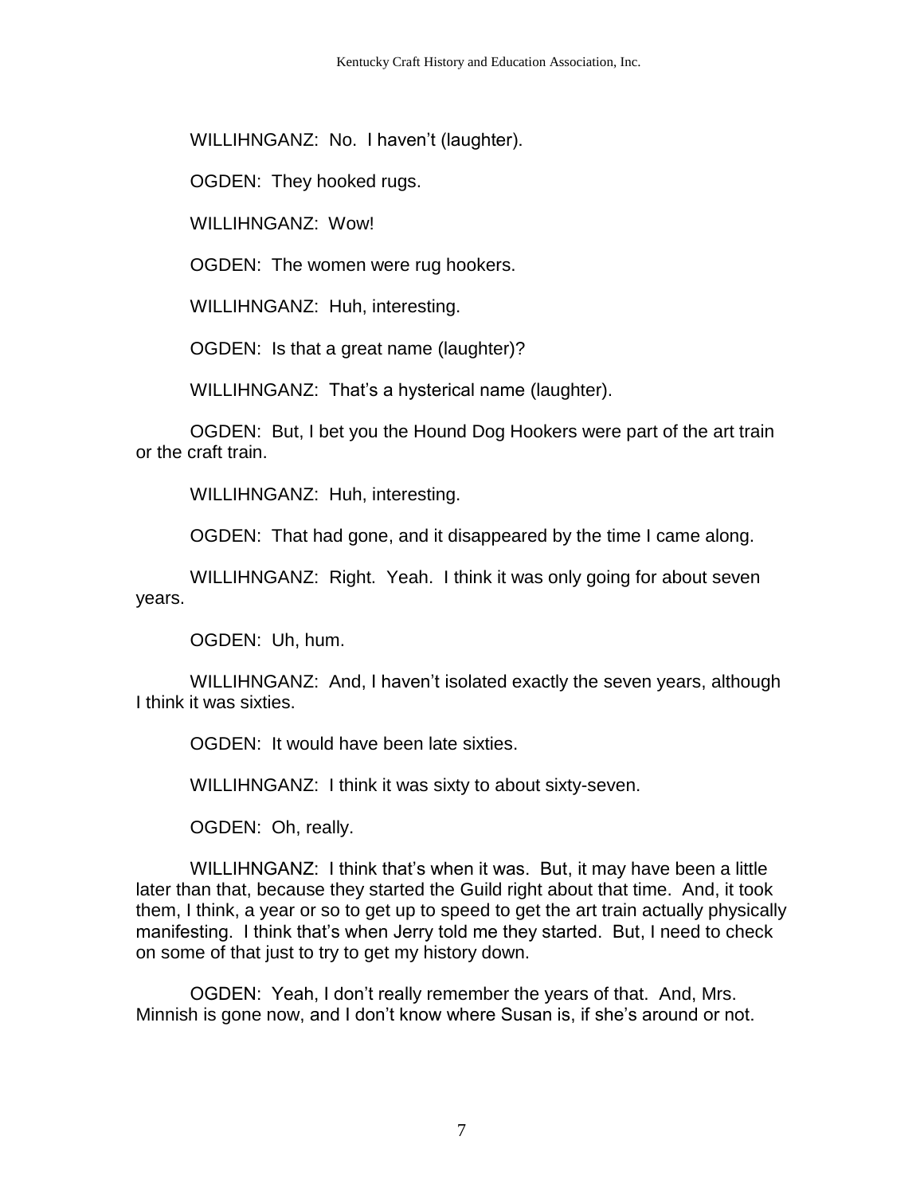WILLIHNGANZ: No. I haven't (laughter).

OGDEN: They hooked rugs.

WILLIHNGANZ: Wow!

OGDEN: The women were rug hookers.

WILLIHNGANZ: Huh, interesting.

OGDEN: Is that a great name (laughter)?

WILLIHNGANZ: That's a hysterical name (laughter).

OGDEN: But, I bet you the Hound Dog Hookers were part of the art train or the craft train.

WILLIHNGANZ: Huh, interesting.

OGDEN: That had gone, and it disappeared by the time I came along.

WILLIHNGANZ: Right. Yeah. I think it was only going for about seven years.

OGDEN: Uh, hum.

WILLIHNGANZ: And, I haven't isolated exactly the seven years, although I think it was sixties.

OGDEN: It would have been late sixties.

WILLIHNGANZ: I think it was sixty to about sixty-seven.

OGDEN: Oh, really.

WILLIHNGANZ: I think that's when it was. But, it may have been a little later than that, because they started the Guild right about that time. And, it took them, I think, a year or so to get up to speed to get the art train actually physically manifesting. I think that's when Jerry told me they started. But, I need to check on some of that just to try to get my history down.

OGDEN: Yeah, I don't really remember the years of that. And, Mrs. Minnish is gone now, and I don't know where Susan is, if she's around or not.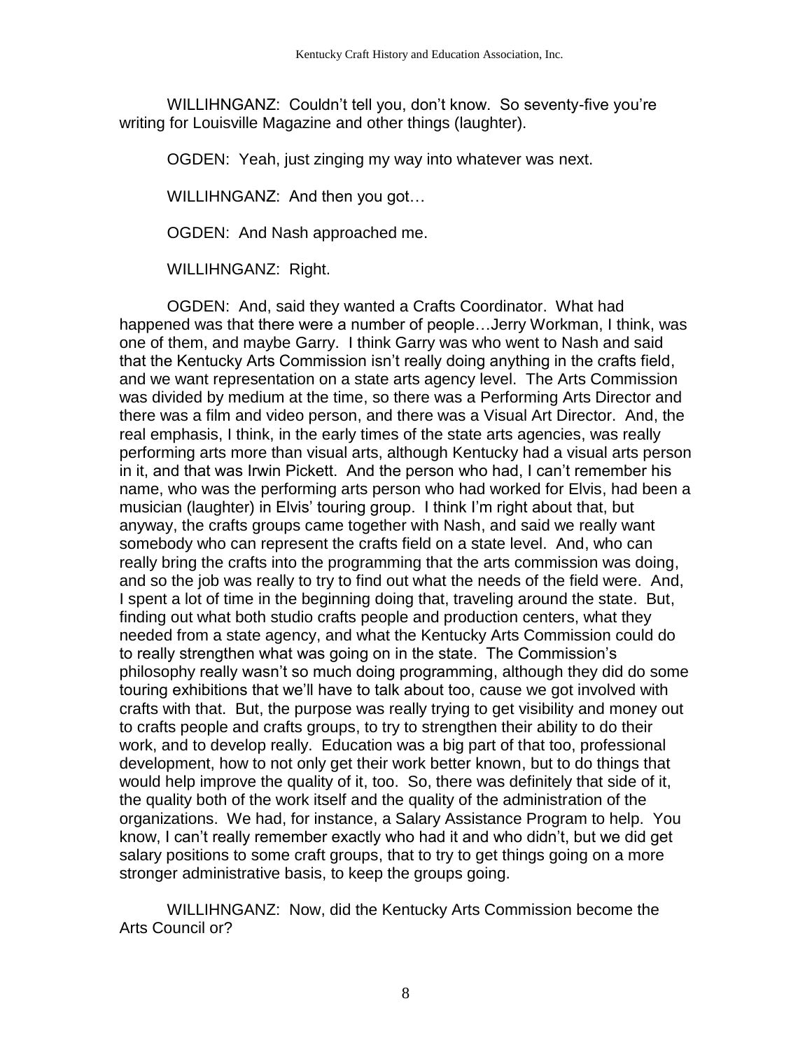WILLIHNGANZ: Couldn't tell you, don't know. So seventy-five you're writing for Louisville Magazine and other things (laughter).

OGDEN: Yeah, just zinging my way into whatever was next.

WILLIHNGANZ: And then you got…

OGDEN: And Nash approached me.

WILLIHNGANZ: Right.

OGDEN: And, said they wanted a Crafts Coordinator. What had happened was that there were a number of people…Jerry Workman, I think, was one of them, and maybe Garry. I think Garry was who went to Nash and said that the Kentucky Arts Commission isn't really doing anything in the crafts field, and we want representation on a state arts agency level. The Arts Commission was divided by medium at the time, so there was a Performing Arts Director and there was a film and video person, and there was a Visual Art Director. And, the real emphasis, I think, in the early times of the state arts agencies, was really performing arts more than visual arts, although Kentucky had a visual arts person in it, and that was Irwin Pickett. And the person who had, I can't remember his name, who was the performing arts person who had worked for Elvis, had been a musician (laughter) in Elvis' touring group. I think I'm right about that, but anyway, the crafts groups came together with Nash, and said we really want somebody who can represent the crafts field on a state level. And, who can really bring the crafts into the programming that the arts commission was doing, and so the job was really to try to find out what the needs of the field were. And, I spent a lot of time in the beginning doing that, traveling around the state. But, finding out what both studio crafts people and production centers, what they needed from a state agency, and what the Kentucky Arts Commission could do to really strengthen what was going on in the state. The Commission's philosophy really wasn't so much doing programming, although they did do some touring exhibitions that we'll have to talk about too, cause we got involved with crafts with that. But, the purpose was really trying to get visibility and money out to crafts people and crafts groups, to try to strengthen their ability to do their work, and to develop really. Education was a big part of that too, professional development, how to not only get their work better known, but to do things that would help improve the quality of it, too. So, there was definitely that side of it, the quality both of the work itself and the quality of the administration of the organizations. We had, for instance, a Salary Assistance Program to help. You know, I can't really remember exactly who had it and who didn't, but we did get salary positions to some craft groups, that to try to get things going on a more stronger administrative basis, to keep the groups going.

WILLIHNGANZ: Now, did the Kentucky Arts Commission become the Arts Council or?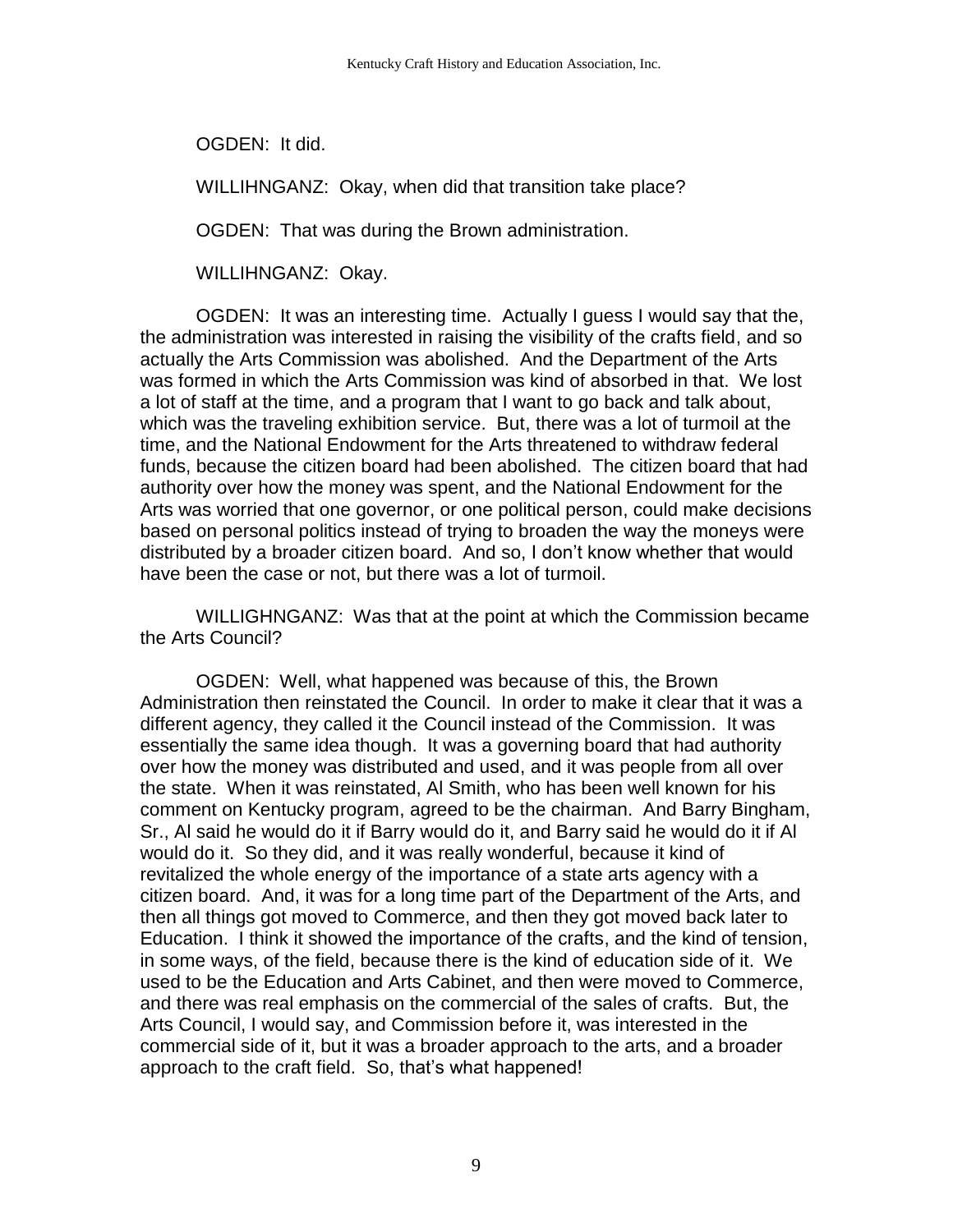OGDEN: It did.

WILLIHNGANZ: Okay, when did that transition take place?

OGDEN: That was during the Brown administration.

WILLIHNGANZ: Okay.

OGDEN: It was an interesting time. Actually I guess I would say that the, the administration was interested in raising the visibility of the crafts field, and so actually the Arts Commission was abolished. And the Department of the Arts was formed in which the Arts Commission was kind of absorbed in that. We lost a lot of staff at the time, and a program that I want to go back and talk about, which was the traveling exhibition service. But, there was a lot of turmoil at the time, and the National Endowment for the Arts threatened to withdraw federal funds, because the citizen board had been abolished. The citizen board that had authority over how the money was spent, and the National Endowment for the Arts was worried that one governor, or one political person, could make decisions based on personal politics instead of trying to broaden the way the moneys were distributed by a broader citizen board. And so, I don't know whether that would have been the case or not, but there was a lot of turmoil.

WILLIGHNGANZ: Was that at the point at which the Commission became the Arts Council?

OGDEN: Well, what happened was because of this, the Brown Administration then reinstated the Council. In order to make it clear that it was a different agency, they called it the Council instead of the Commission. It was essentially the same idea though. It was a governing board that had authority over how the money was distributed and used, and it was people from all over the state. When it was reinstated, Al Smith, who has been well known for his comment on Kentucky program, agreed to be the chairman. And Barry Bingham, Sr., Al said he would do it if Barry would do it, and Barry said he would do it if Al would do it. So they did, and it was really wonderful, because it kind of revitalized the whole energy of the importance of a state arts agency with a citizen board. And, it was for a long time part of the Department of the Arts, and then all things got moved to Commerce, and then they got moved back later to Education. I think it showed the importance of the crafts, and the kind of tension, in some ways, of the field, because there is the kind of education side of it. We used to be the Education and Arts Cabinet, and then were moved to Commerce, and there was real emphasis on the commercial of the sales of crafts. But, the Arts Council, I would say, and Commission before it, was interested in the commercial side of it, but it was a broader approach to the arts, and a broader approach to the craft field. So, that's what happened!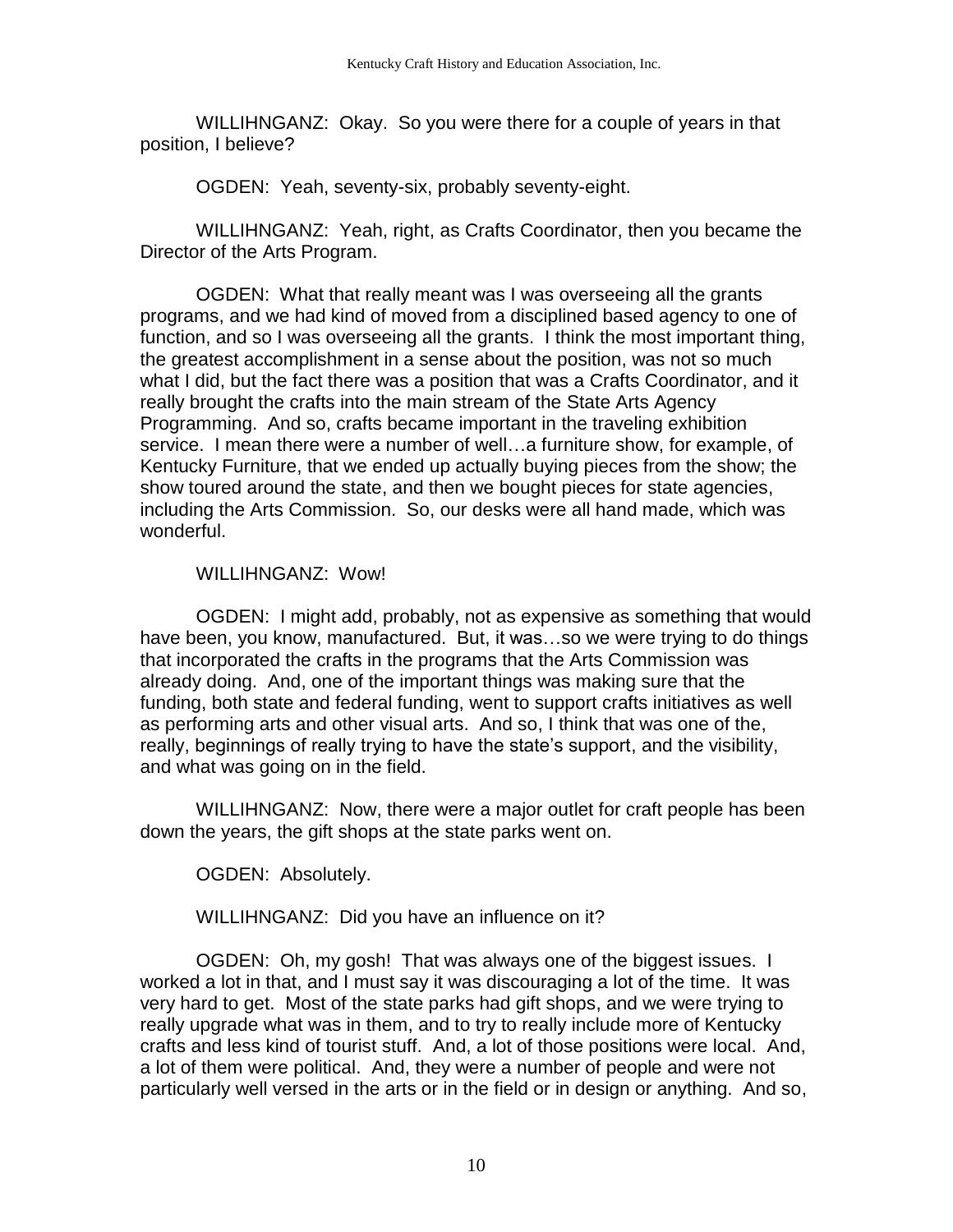WILLIHNGANZ: Okay. So you were there for a couple of years in that position, I believe?

OGDEN: Yeah, seventy-six, probably seventy-eight.

WILLIHNGANZ: Yeah, right, as Crafts Coordinator, then you became the Director of the Arts Program.

OGDEN: What that really meant was I was overseeing all the grants programs, and we had kind of moved from a disciplined based agency to one of function, and so I was overseeing all the grants. I think the most important thing, the greatest accomplishment in a sense about the position, was not so much what I did, but the fact there was a position that was a Crafts Coordinator, and it really brought the crafts into the main stream of the State Arts Agency Programming. And so, crafts became important in the traveling exhibition service. I mean there were a number of well…a furniture show, for example, of Kentucky Furniture, that we ended up actually buying pieces from the show; the show toured around the state, and then we bought pieces for state agencies, including the Arts Commission. So, our desks were all hand made, which was wonderful.

WILLIHNGANZ: Wow!

OGDEN: I might add, probably, not as expensive as something that would have been, you know, manufactured. But, it was…so we were trying to do things that incorporated the crafts in the programs that the Arts Commission was already doing. And, one of the important things was making sure that the funding, both state and federal funding, went to support crafts initiatives as well as performing arts and other visual arts. And so, I think that was one of the, really, beginnings of really trying to have the state's support, and the visibility, and what was going on in the field.

WILLIHNGANZ: Now, there were a major outlet for craft people has been down the years, the gift shops at the state parks went on.

OGDEN: Absolutely.

WILLIHNGANZ: Did you have an influence on it?

OGDEN: Oh, my gosh! That was always one of the biggest issues. I worked a lot in that, and I must say it was discouraging a lot of the time. It was very hard to get. Most of the state parks had gift shops, and we were trying to really upgrade what was in them, and to try to really include more of Kentucky crafts and less kind of tourist stuff. And, a lot of those positions were local. And, a lot of them were political. And, they were a number of people and were not particularly well versed in the arts or in the field or in design or anything. And so,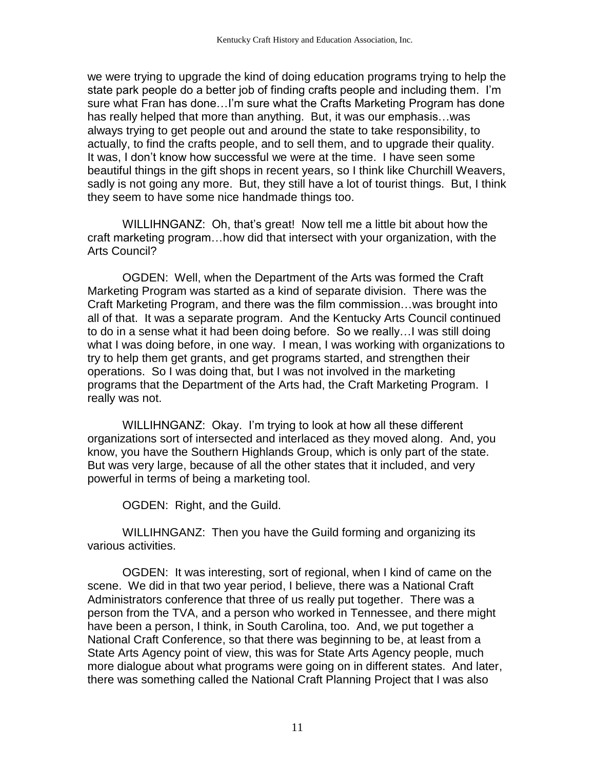we were trying to upgrade the kind of doing education programs trying to help the state park people do a better job of finding crafts people and including them. I'm sure what Fran has done…I'm sure what the Crafts Marketing Program has done has really helped that more than anything. But, it was our emphasis…was always trying to get people out and around the state to take responsibility, to actually, to find the crafts people, and to sell them, and to upgrade their quality. It was, I don't know how successful we were at the time. I have seen some beautiful things in the gift shops in recent years, so I think like Churchill Weavers, sadly is not going any more. But, they still have a lot of tourist things. But, I think they seem to have some nice handmade things too.

WILLIHNGANZ: Oh, that's great! Now tell me a little bit about how the craft marketing program…how did that intersect with your organization, with the Arts Council?

OGDEN: Well, when the Department of the Arts was formed the Craft Marketing Program was started as a kind of separate division. There was the Craft Marketing Program, and there was the film commission…was brought into all of that. It was a separate program. And the Kentucky Arts Council continued to do in a sense what it had been doing before. So we really…I was still doing what I was doing before, in one way. I mean, I was working with organizations to try to help them get grants, and get programs started, and strengthen their operations. So I was doing that, but I was not involved in the marketing programs that the Department of the Arts had, the Craft Marketing Program. I really was not.

WILLIHNGANZ: Okay. I'm trying to look at how all these different organizations sort of intersected and interlaced as they moved along. And, you know, you have the Southern Highlands Group, which is only part of the state. But was very large, because of all the other states that it included, and very powerful in terms of being a marketing tool.

OGDEN: Right, and the Guild.

WILLIHNGANZ: Then you have the Guild forming and organizing its various activities.

OGDEN: It was interesting, sort of regional, when I kind of came on the scene. We did in that two year period, I believe, there was a National Craft Administrators conference that three of us really put together. There was a person from the TVA, and a person who worked in Tennessee, and there might have been a person, I think, in South Carolina, too. And, we put together a National Craft Conference, so that there was beginning to be, at least from a State Arts Agency point of view, this was for State Arts Agency people, much more dialogue about what programs were going on in different states. And later, there was something called the National Craft Planning Project that I was also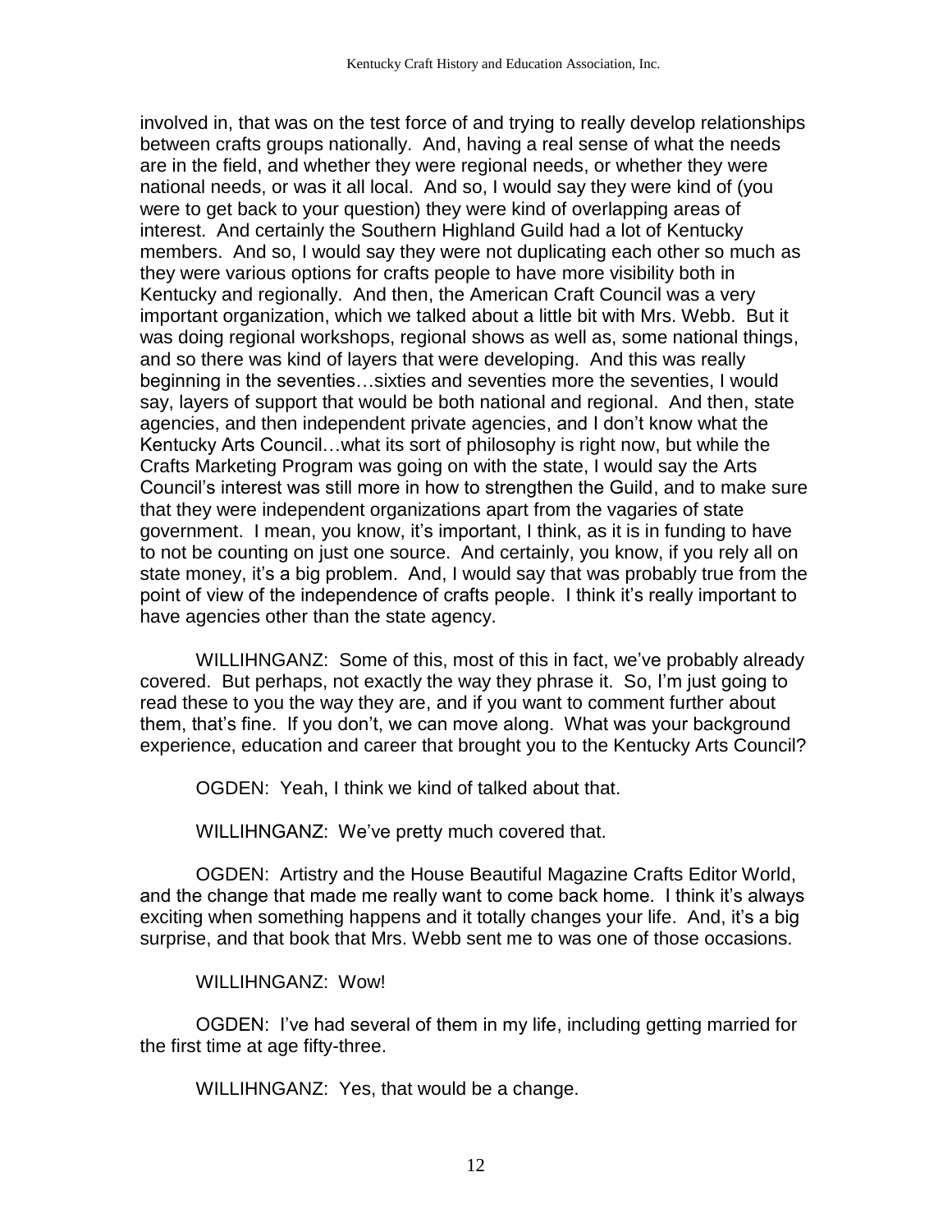involved in, that was on the test force of and trying to really develop relationships between crafts groups nationally. And, having a real sense of what the needs are in the field, and whether they were regional needs, or whether they were national needs, or was it all local. And so, I would say they were kind of (you were to get back to your question) they were kind of overlapping areas of interest. And certainly the Southern Highland Guild had a lot of Kentucky members. And so, I would say they were not duplicating each other so much as they were various options for crafts people to have more visibility both in Kentucky and regionally. And then, the American Craft Council was a very important organization, which we talked about a little bit with Mrs. Webb. But it was doing regional workshops, regional shows as well as, some national things, and so there was kind of layers that were developing. And this was really beginning in the seventies…sixties and seventies more the seventies, I would say, layers of support that would be both national and regional. And then, state agencies, and then independent private agencies, and I don't know what the Kentucky Arts Council…what its sort of philosophy is right now, but while the Crafts Marketing Program was going on with the state, I would say the Arts Council's interest was still more in how to strengthen the Guild, and to make sure that they were independent organizations apart from the vagaries of state government. I mean, you know, it's important, I think, as it is in funding to have to not be counting on just one source. And certainly, you know, if you rely all on state money, it's a big problem. And, I would say that was probably true from the point of view of the independence of crafts people. I think it's really important to have agencies other than the state agency.

WILLIHNGANZ: Some of this, most of this in fact, we've probably already covered. But perhaps, not exactly the way they phrase it. So, I'm just going to read these to you the way they are, and if you want to comment further about them, that's fine. If you don't, we can move along. What was your background experience, education and career that brought you to the Kentucky Arts Council?

OGDEN: Yeah, I think we kind of talked about that.

WILLIHNGANZ: We've pretty much covered that.

OGDEN: Artistry and the House Beautiful Magazine Crafts Editor World, and the change that made me really want to come back home. I think it's always exciting when something happens and it totally changes your life. And, it's a big surprise, and that book that Mrs. Webb sent me to was one of those occasions.

WILLIHNGANZ: Wow!

OGDEN: I've had several of them in my life, including getting married for the first time at age fifty-three.

WILLIHNGANZ: Yes, that would be a change.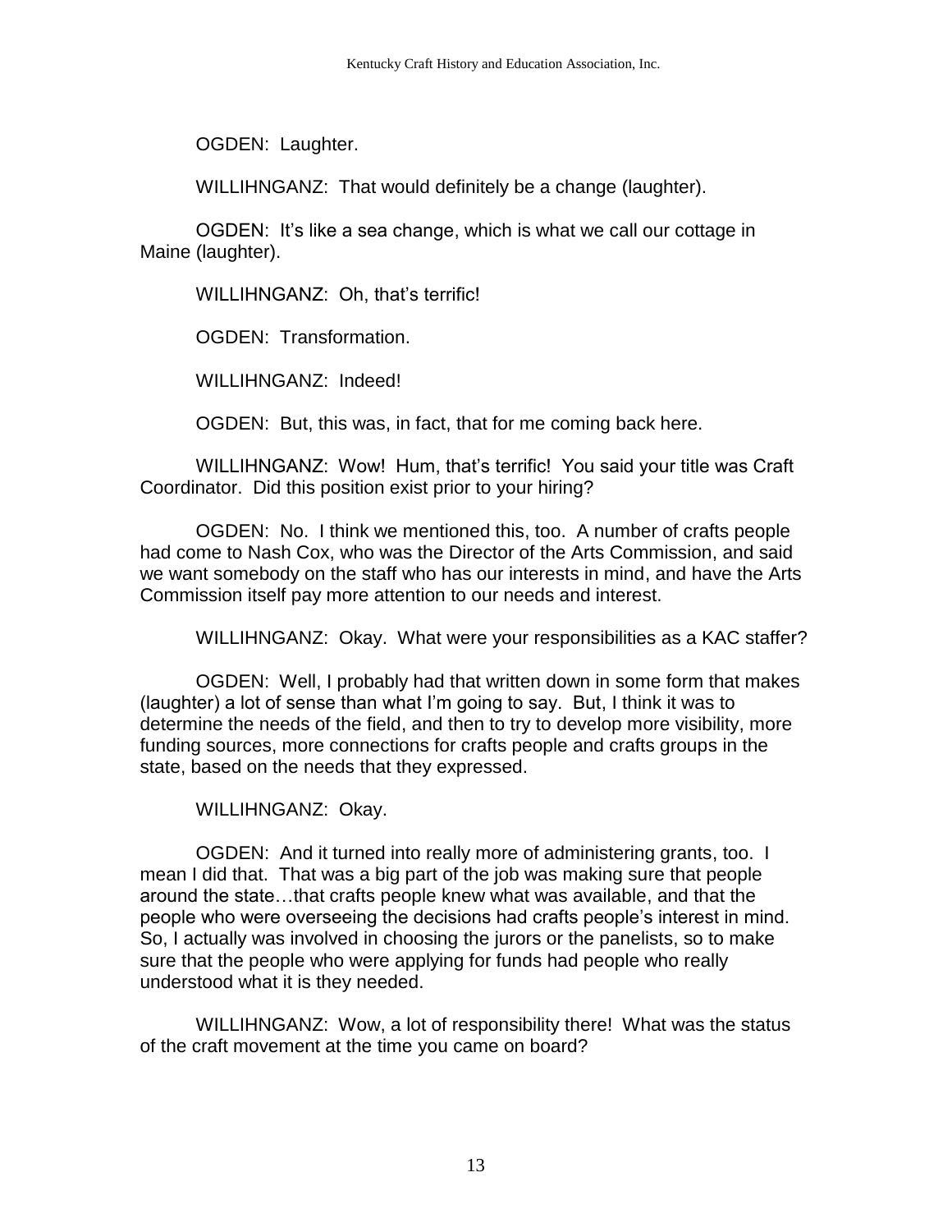OGDEN: Laughter.

WILLIHNGANZ: That would definitely be a change (laughter).

OGDEN: It's like a sea change, which is what we call our cottage in Maine (laughter).

WILLIHNGANZ: Oh, that's terrific!

OGDEN: Transformation.

WILLIHNGANZ: Indeed!

OGDEN: But, this was, in fact, that for me coming back here.

WILLIHNGANZ: Wow! Hum, that's terrific! You said your title was Craft Coordinator. Did this position exist prior to your hiring?

OGDEN: No. I think we mentioned this, too. A number of crafts people had come to Nash Cox, who was the Director of the Arts Commission, and said we want somebody on the staff who has our interests in mind, and have the Arts Commission itself pay more attention to our needs and interest.

WILLIHNGANZ: Okay. What were your responsibilities as a KAC staffer?

OGDEN: Well, I probably had that written down in some form that makes (laughter) a lot of sense than what I'm going to say. But, I think it was to determine the needs of the field, and then to try to develop more visibility, more funding sources, more connections for crafts people and crafts groups in the state, based on the needs that they expressed.

WILLIHNGANZ: Okay.

OGDEN: And it turned into really more of administering grants, too. I mean I did that. That was a big part of the job was making sure that people around the state…that crafts people knew what was available, and that the people who were overseeing the decisions had crafts people's interest in mind. So, I actually was involved in choosing the jurors or the panelists, so to make sure that the people who were applying for funds had people who really understood what it is they needed.

WILLIHNGANZ: Wow, a lot of responsibility there! What was the status of the craft movement at the time you came on board?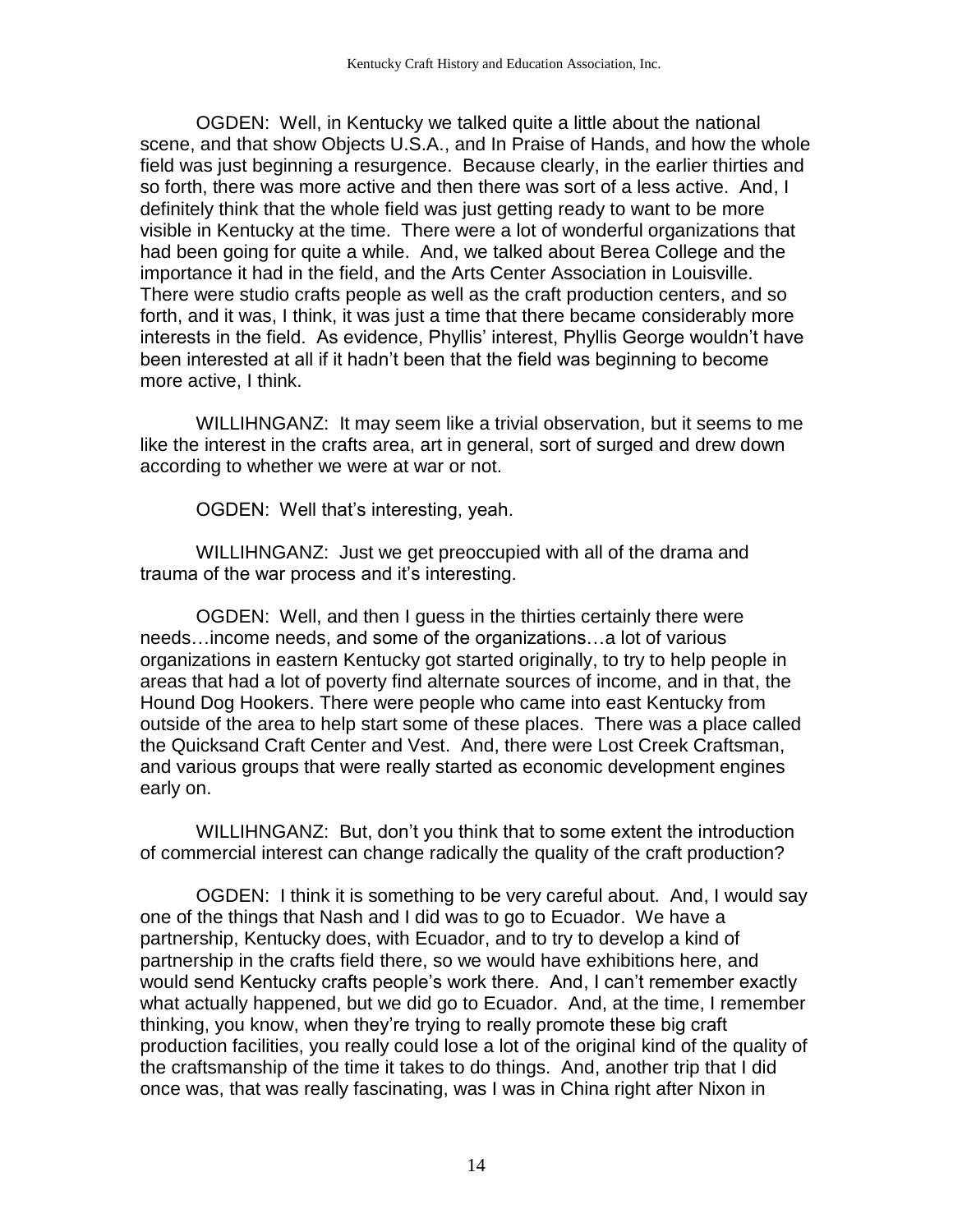OGDEN: Well, in Kentucky we talked quite a little about the national scene, and that show Objects U.S.A., and In Praise of Hands, and how the whole field was just beginning a resurgence. Because clearly, in the earlier thirties and so forth, there was more active and then there was sort of a less active. And, I definitely think that the whole field was just getting ready to want to be more visible in Kentucky at the time. There were a lot of wonderful organizations that had been going for quite a while. And, we talked about Berea College and the importance it had in the field, and the Arts Center Association in Louisville. There were studio crafts people as well as the craft production centers, and so forth, and it was, I think, it was just a time that there became considerably more interests in the field. As evidence, Phyllis' interest, Phyllis George wouldn't have been interested at all if it hadn't been that the field was beginning to become more active, I think.

WILLIHNGANZ: It may seem like a trivial observation, but it seems to me like the interest in the crafts area, art in general, sort of surged and drew down according to whether we were at war or not.

OGDEN: Well that's interesting, yeah.

WILLIHNGANZ: Just we get preoccupied with all of the drama and trauma of the war process and it's interesting.

OGDEN: Well, and then I guess in the thirties certainly there were needs…income needs, and some of the organizations…a lot of various organizations in eastern Kentucky got started originally, to try to help people in areas that had a lot of poverty find alternate sources of income, and in that, the Hound Dog Hookers. There were people who came into east Kentucky from outside of the area to help start some of these places. There was a place called the Quicksand Craft Center and Vest. And, there were Lost Creek Craftsman, and various groups that were really started as economic development engines early on.

WILLIHNGANZ: But, don't you think that to some extent the introduction of commercial interest can change radically the quality of the craft production?

OGDEN: I think it is something to be very careful about. And, I would say one of the things that Nash and I did was to go to Ecuador. We have a partnership, Kentucky does, with Ecuador, and to try to develop a kind of partnership in the crafts field there, so we would have exhibitions here, and would send Kentucky crafts people's work there. And, I can't remember exactly what actually happened, but we did go to Ecuador. And, at the time, I remember thinking, you know, when they're trying to really promote these big craft production facilities, you really could lose a lot of the original kind of the quality of the craftsmanship of the time it takes to do things. And, another trip that I did once was, that was really fascinating, was I was in China right after Nixon in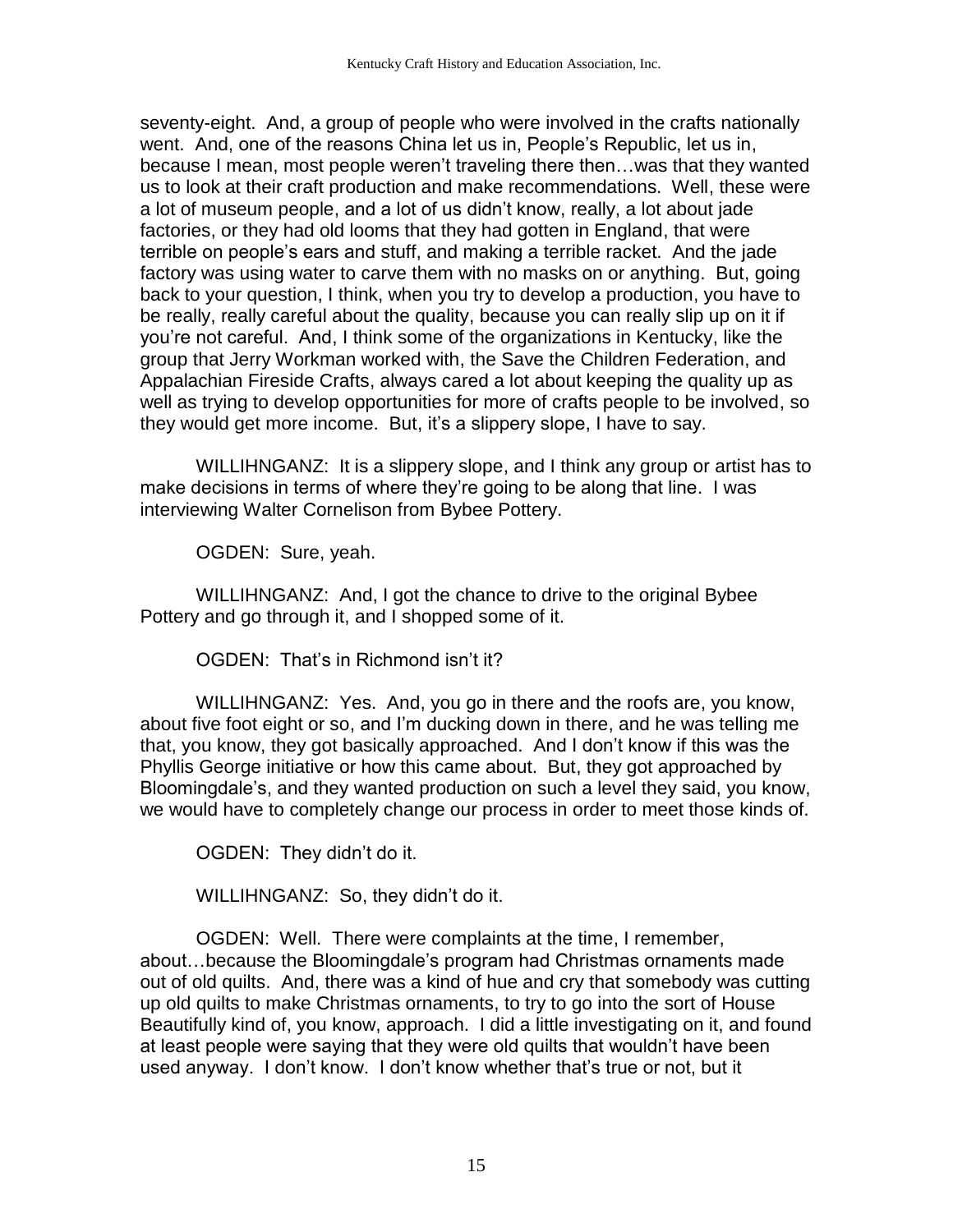seventy-eight. And, a group of people who were involved in the crafts nationally went. And, one of the reasons China let us in, People's Republic, let us in, because I mean, most people weren't traveling there then…was that they wanted us to look at their craft production and make recommendations. Well, these were a lot of museum people, and a lot of us didn't know, really, a lot about jade factories, or they had old looms that they had gotten in England, that were terrible on people's ears and stuff, and making a terrible racket. And the jade factory was using water to carve them with no masks on or anything. But, going back to your question, I think, when you try to develop a production, you have to be really, really careful about the quality, because you can really slip up on it if you're not careful. And, I think some of the organizations in Kentucky, like the group that Jerry Workman worked with, the Save the Children Federation, and Appalachian Fireside Crafts, always cared a lot about keeping the quality up as well as trying to develop opportunities for more of crafts people to be involved, so they would get more income. But, it's a slippery slope, I have to say.

WILLIHNGANZ: It is a slippery slope, and I think any group or artist has to make decisions in terms of where they're going to be along that line. I was interviewing Walter Cornelison from Bybee Pottery.

OGDEN: Sure, yeah.

WILLIHNGANZ: And, I got the chance to drive to the original Bybee Pottery and go through it, and I shopped some of it.

OGDEN: That's in Richmond isn't it?

WILLIHNGANZ: Yes. And, you go in there and the roofs are, you know, about five foot eight or so, and I'm ducking down in there, and he was telling me that, you know, they got basically approached. And I don't know if this was the Phyllis George initiative or how this came about. But, they got approached by Bloomingdale's, and they wanted production on such a level they said, you know, we would have to completely change our process in order to meet those kinds of.

OGDEN: They didn't do it.

WILLIHNGANZ: So, they didn't do it.

OGDEN: Well. There were complaints at the time, I remember, about…because the Bloomingdale's program had Christmas ornaments made out of old quilts. And, there was a kind of hue and cry that somebody was cutting up old quilts to make Christmas ornaments, to try to go into the sort of House Beautifully kind of, you know, approach. I did a little investigating on it, and found at least people were saying that they were old quilts that wouldn't have been used anyway. I don't know. I don't know whether that's true or not, but it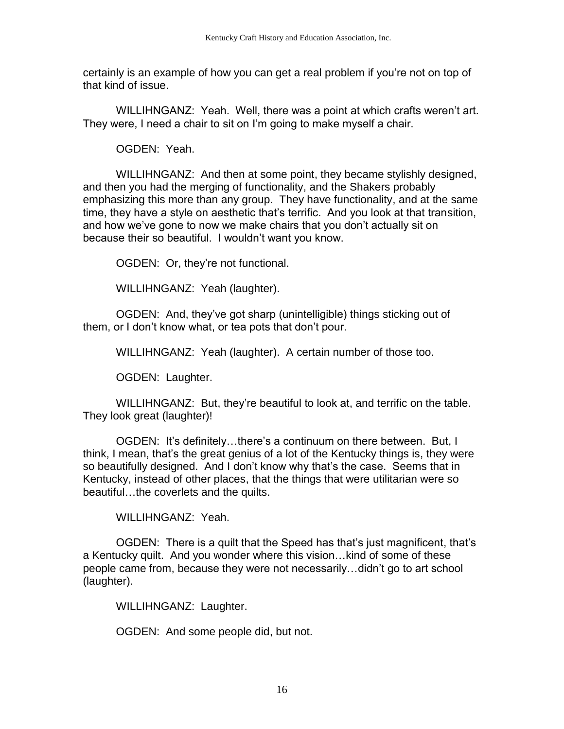certainly is an example of how you can get a real problem if you're not on top of that kind of issue.

WILLIHNGANZ: Yeah. Well, there was a point at which crafts weren't art. They were, I need a chair to sit on I'm going to make myself a chair.

OGDEN: Yeah.

WILLIHNGANZ: And then at some point, they became stylishly designed, and then you had the merging of functionality, and the Shakers probably emphasizing this more than any group. They have functionality, and at the same time, they have a style on aesthetic that's terrific. And you look at that transition, and how we've gone to now we make chairs that you don't actually sit on because their so beautiful. I wouldn't want you know.

OGDEN: Or, they're not functional.

WILLIHNGANZ: Yeah (laughter).

OGDEN: And, they've got sharp (unintelligible) things sticking out of them, or I don't know what, or tea pots that don't pour.

WILLIHNGANZ: Yeah (laughter). A certain number of those too.

OGDEN: Laughter.

WILLIHNGANZ: But, they're beautiful to look at, and terrific on the table. They look great (laughter)!

OGDEN: It's definitely…there's a continuum on there between. But, I think, I mean, that's the great genius of a lot of the Kentucky things is, they were so beautifully designed. And I don't know why that's the case. Seems that in Kentucky, instead of other places, that the things that were utilitarian were so beautiful…the coverlets and the quilts.

WILLIHNGANZ: Yeah.

OGDEN: There is a quilt that the Speed has that's just magnificent, that's a Kentucky quilt. And you wonder where this vision…kind of some of these people came from, because they were not necessarily…didn't go to art school (laughter).

WILLIHNGANZ: Laughter.

OGDEN: And some people did, but not.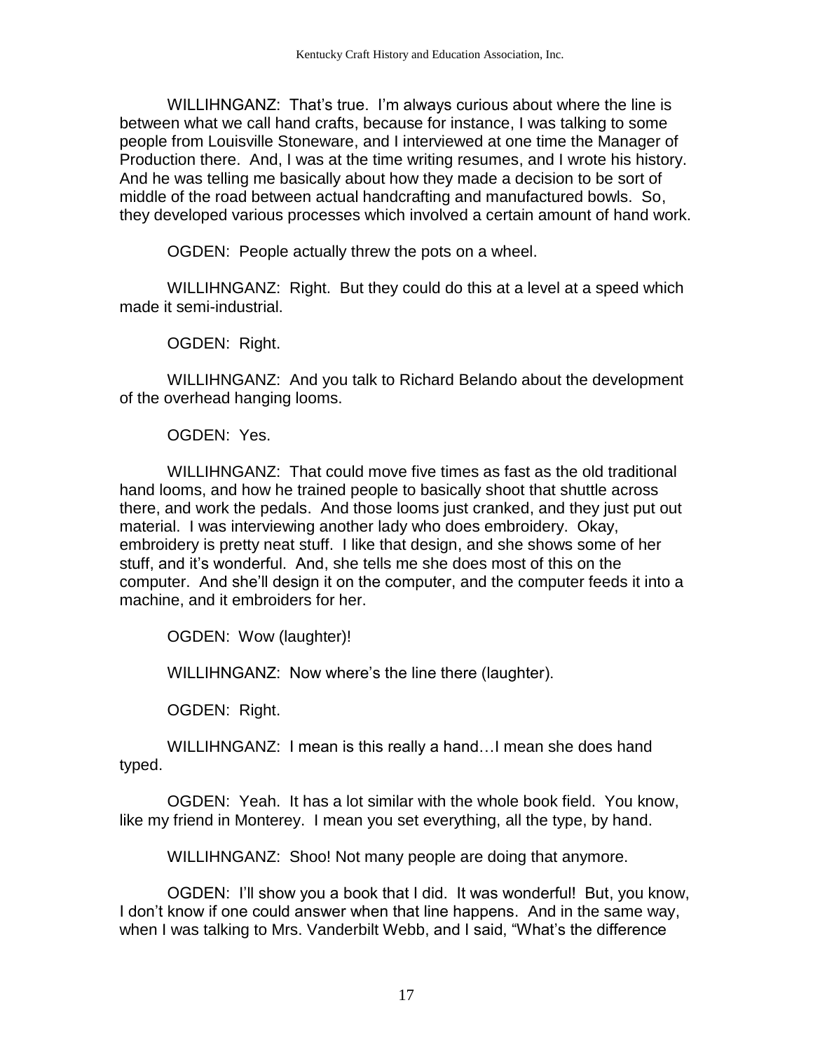WILLIHNGANZ: That's true. I'm always curious about where the line is between what we call hand crafts, because for instance, I was talking to some people from Louisville Stoneware, and I interviewed at one time the Manager of Production there. And, I was at the time writing resumes, and I wrote his history. And he was telling me basically about how they made a decision to be sort of middle of the road between actual handcrafting and manufactured bowls. So, they developed various processes which involved a certain amount of hand work.

OGDEN: People actually threw the pots on a wheel.

WILLIHNGANZ: Right. But they could do this at a level at a speed which made it semi-industrial.

OGDEN: Right.

WILLIHNGANZ: And you talk to Richard Belando about the development of the overhead hanging looms.

OGDEN: Yes.

WILLIHNGANZ: That could move five times as fast as the old traditional hand looms, and how he trained people to basically shoot that shuttle across there, and work the pedals. And those looms just cranked, and they just put out material. I was interviewing another lady who does embroidery. Okay, embroidery is pretty neat stuff. I like that design, and she shows some of her stuff, and it's wonderful. And, she tells me she does most of this on the computer. And she'll design it on the computer, and the computer feeds it into a machine, and it embroiders for her.

OGDEN: Wow (laughter)!

WILLIHNGANZ: Now where's the line there (laughter).

OGDEN: Right.

WILLIHNGANZ: I mean is this really a hand…I mean she does hand typed.

OGDEN: Yeah. It has a lot similar with the whole book field. You know, like my friend in Monterey. I mean you set everything, all the type, by hand.

WILLIHNGANZ: Shoo! Not many people are doing that anymore.

OGDEN: I'll show you a book that I did. It was wonderful! But, you know, I don't know if one could answer when that line happens. And in the same way, when I was talking to Mrs. Vanderbilt Webb, and I said, "What's the difference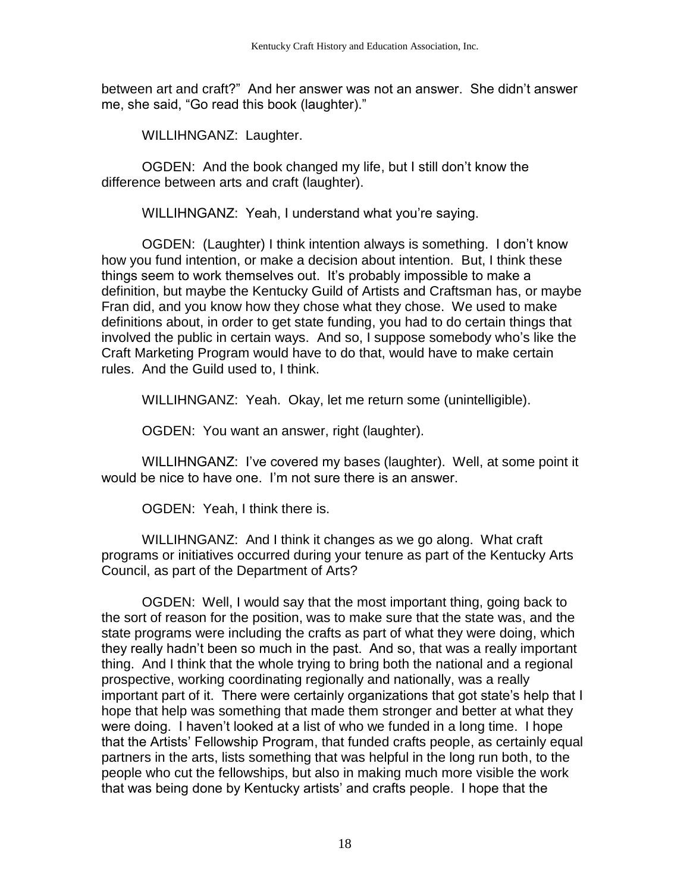between art and craft?" And her answer was not an answer. She didn't answer me, she said, "Go read this book (laughter)."

WILLIHNGANZ: Laughter.

OGDEN: And the book changed my life, but I still don't know the difference between arts and craft (laughter).

WILLIHNGANZ: Yeah, I understand what you're saying.

OGDEN: (Laughter) I think intention always is something. I don't know how you fund intention, or make a decision about intention. But, I think these things seem to work themselves out. It's probably impossible to make a definition, but maybe the Kentucky Guild of Artists and Craftsman has, or maybe Fran did, and you know how they chose what they chose. We used to make definitions about, in order to get state funding, you had to do certain things that involved the public in certain ways. And so, I suppose somebody who's like the Craft Marketing Program would have to do that, would have to make certain rules. And the Guild used to, I think.

WILLIHNGANZ: Yeah. Okay, let me return some (unintelligible).

OGDEN: You want an answer, right (laughter).

WILLIHNGANZ: I've covered my bases (laughter). Well, at some point it would be nice to have one. I'm not sure there is an answer.

OGDEN: Yeah, I think there is.

WILLIHNGANZ: And I think it changes as we go along. What craft programs or initiatives occurred during your tenure as part of the Kentucky Arts Council, as part of the Department of Arts?

OGDEN: Well, I would say that the most important thing, going back to the sort of reason for the position, was to make sure that the state was, and the state programs were including the crafts as part of what they were doing, which they really hadn't been so much in the past. And so, that was a really important thing. And I think that the whole trying to bring both the national and a regional prospective, working coordinating regionally and nationally, was a really important part of it. There were certainly organizations that got state's help that I hope that help was something that made them stronger and better at what they were doing. I haven't looked at a list of who we funded in a long time. I hope that the Artists' Fellowship Program, that funded crafts people, as certainly equal partners in the arts, lists something that was helpful in the long run both, to the people who cut the fellowships, but also in making much more visible the work that was being done by Kentucky artists' and crafts people. I hope that the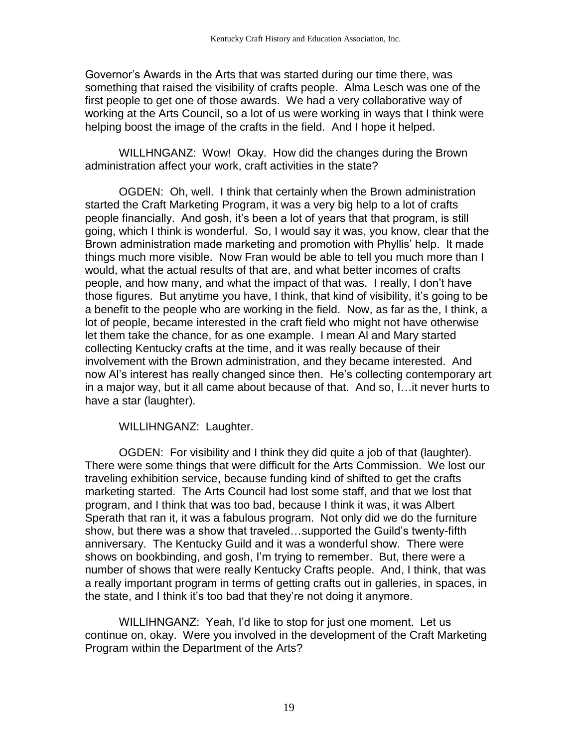Governor's Awards in the Arts that was started during our time there, was something that raised the visibility of crafts people. Alma Lesch was one of the first people to get one of those awards. We had a very collaborative way of working at the Arts Council, so a lot of us were working in ways that I think were helping boost the image of the crafts in the field. And I hope it helped.

WILLHNGANZ: Wow! Okay. How did the changes during the Brown administration affect your work, craft activities in the state?

OGDEN: Oh, well. I think that certainly when the Brown administration started the Craft Marketing Program, it was a very big help to a lot of crafts people financially. And gosh, it's been a lot of years that that program, is still going, which I think is wonderful. So, I would say it was, you know, clear that the Brown administration made marketing and promotion with Phyllis' help. It made things much more visible. Now Fran would be able to tell you much more than I would, what the actual results of that are, and what better incomes of crafts people, and how many, and what the impact of that was. I really, I don't have those figures. But anytime you have, I think, that kind of visibility, it's going to be a benefit to the people who are working in the field. Now, as far as the, I think, a lot of people, became interested in the craft field who might not have otherwise let them take the chance, for as one example. I mean Al and Mary started collecting Kentucky crafts at the time, and it was really because of their involvement with the Brown administration, and they became interested. And now Al's interest has really changed since then. He's collecting contemporary art in a major way, but it all came about because of that. And so, I…it never hurts to have a star (laughter).

WILLIHNGANZ: Laughter.

OGDEN: For visibility and I think they did quite a job of that (laughter). There were some things that were difficult for the Arts Commission. We lost our traveling exhibition service, because funding kind of shifted to get the crafts marketing started. The Arts Council had lost some staff, and that we lost that program, and I think that was too bad, because I think it was, it was Albert Sperath that ran it, it was a fabulous program. Not only did we do the furniture show, but there was a show that traveled…supported the Guild's twenty-fifth anniversary. The Kentucky Guild and it was a wonderful show. There were shows on bookbinding, and gosh, I'm trying to remember. But, there were a number of shows that were really Kentucky Crafts people. And, I think, that was a really important program in terms of getting crafts out in galleries, in spaces, in the state, and I think it's too bad that they're not doing it anymore.

WILLIHNGANZ: Yeah, I'd like to stop for just one moment. Let us continue on, okay. Were you involved in the development of the Craft Marketing Program within the Department of the Arts?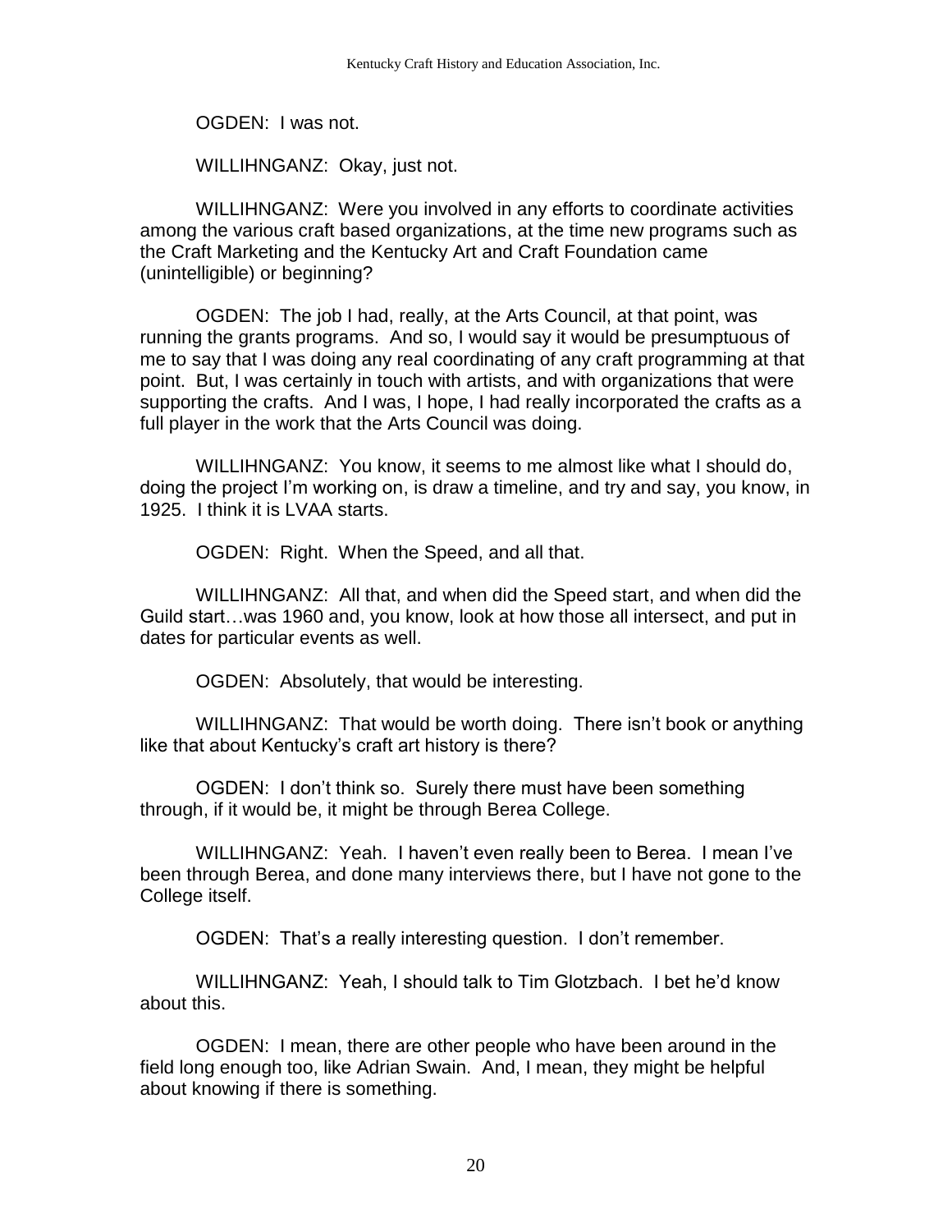OGDEN: I was not.

WILLIHNGANZ: Okay, just not.

WILLIHNGANZ: Were you involved in any efforts to coordinate activities among the various craft based organizations, at the time new programs such as the Craft Marketing and the Kentucky Art and Craft Foundation came (unintelligible) or beginning?

OGDEN: The job I had, really, at the Arts Council, at that point, was running the grants programs. And so, I would say it would be presumptuous of me to say that I was doing any real coordinating of any craft programming at that point. But, I was certainly in touch with artists, and with organizations that were supporting the crafts. And I was, I hope, I had really incorporated the crafts as a full player in the work that the Arts Council was doing.

WILLIHNGANZ: You know, it seems to me almost like what I should do, doing the project I'm working on, is draw a timeline, and try and say, you know, in 1925. I think it is LVAA starts.

OGDEN: Right. When the Speed, and all that.

WILLIHNGANZ: All that, and when did the Speed start, and when did the Guild start…was 1960 and, you know, look at how those all intersect, and put in dates for particular events as well.

OGDEN: Absolutely, that would be interesting.

WILLIHNGANZ: That would be worth doing. There isn't book or anything like that about Kentucky's craft art history is there?

OGDEN: I don't think so. Surely there must have been something through, if it would be, it might be through Berea College.

WILLIHNGANZ: Yeah. I haven't even really been to Berea. I mean I've been through Berea, and done many interviews there, but I have not gone to the College itself.

OGDEN: That's a really interesting question. I don't remember.

WILLIHNGANZ: Yeah, I should talk to Tim Glotzbach. I bet he'd know about this.

OGDEN: I mean, there are other people who have been around in the field long enough too, like Adrian Swain. And, I mean, they might be helpful about knowing if there is something.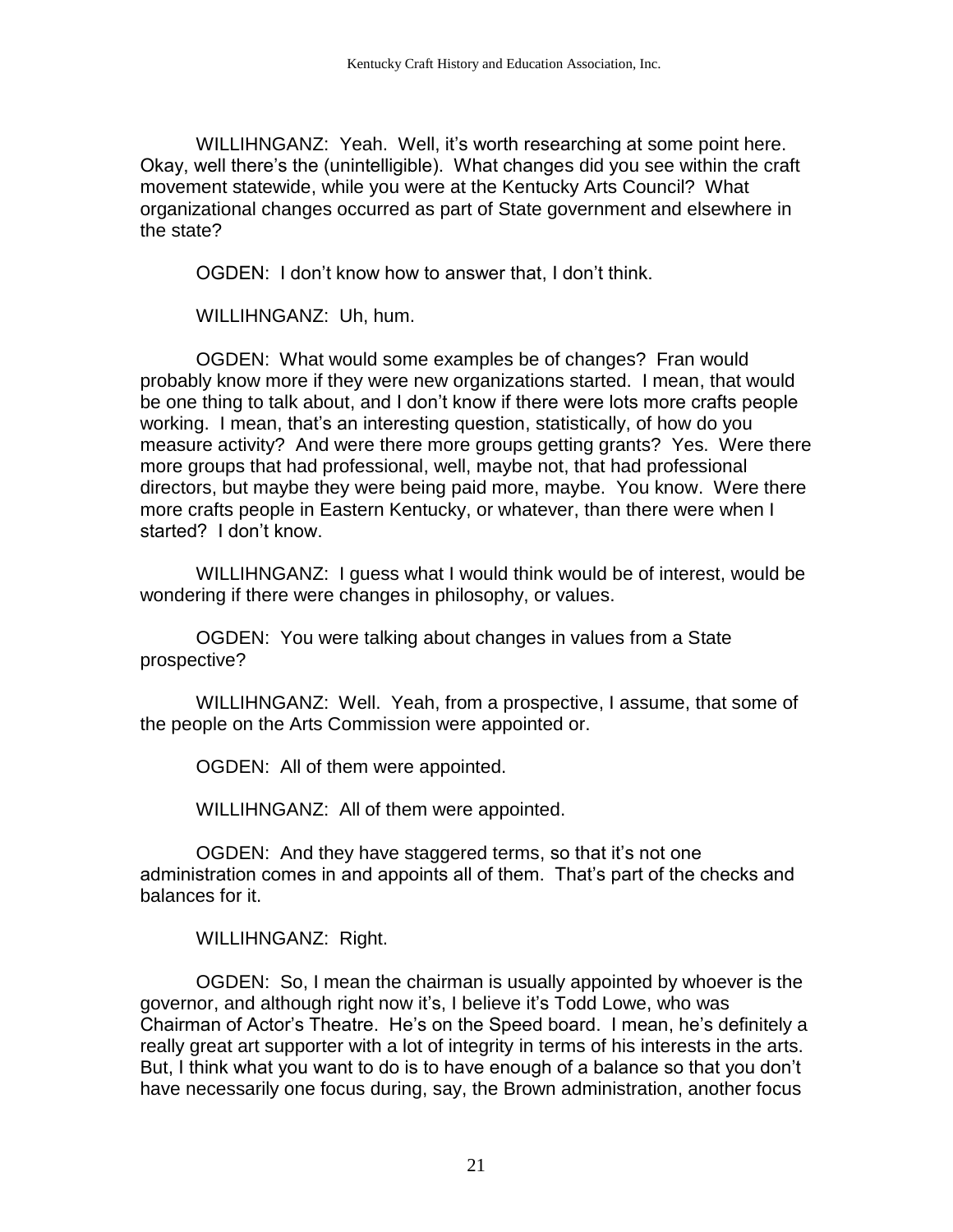WILLIHNGANZ: Yeah. Well, it's worth researching at some point here. Okay, well there's the (unintelligible). What changes did you see within the craft movement statewide, while you were at the Kentucky Arts Council? What organizational changes occurred as part of State government and elsewhere in the state?

OGDEN: I don't know how to answer that, I don't think.

WILLIHNGANZ: Uh, hum.

OGDEN: What would some examples be of changes? Fran would probably know more if they were new organizations started. I mean, that would be one thing to talk about, and I don't know if there were lots more crafts people working. I mean, that's an interesting question, statistically, of how do you measure activity? And were there more groups getting grants? Yes. Were there more groups that had professional, well, maybe not, that had professional directors, but maybe they were being paid more, maybe. You know. Were there more crafts people in Eastern Kentucky, or whatever, than there were when I started? I don't know.

WILLIHNGANZ: I guess what I would think would be of interest, would be wondering if there were changes in philosophy, or values.

OGDEN: You were talking about changes in values from a State prospective?

WILLIHNGANZ: Well. Yeah, from a prospective, I assume, that some of the people on the Arts Commission were appointed or.

OGDEN: All of them were appointed.

WILLIHNGANZ: All of them were appointed.

OGDEN: And they have staggered terms, so that it's not one administration comes in and appoints all of them. That's part of the checks and balances for it.

WILLIHNGANZ: Right.

OGDEN: So, I mean the chairman is usually appointed by whoever is the governor, and although right now it's, I believe it's Todd Lowe, who was Chairman of Actor's Theatre. He's on the Speed board. I mean, he's definitely a really great art supporter with a lot of integrity in terms of his interests in the arts. But, I think what you want to do is to have enough of a balance so that you don't have necessarily one focus during, say, the Brown administration, another focus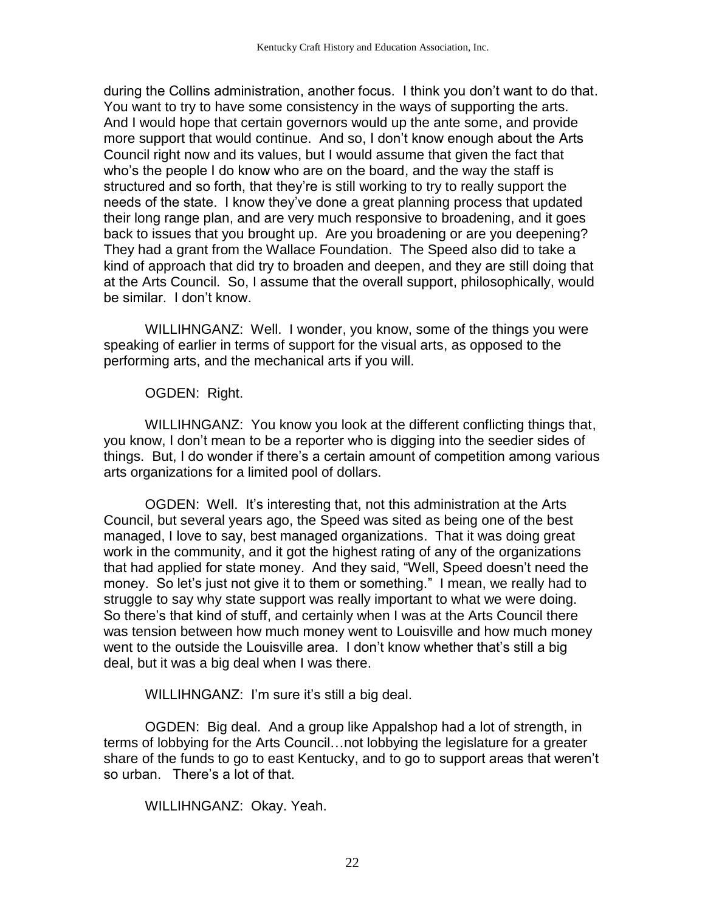during the Collins administration, another focus. I think you don't want to do that. You want to try to have some consistency in the ways of supporting the arts. And I would hope that certain governors would up the ante some, and provide more support that would continue. And so, I don't know enough about the Arts Council right now and its values, but I would assume that given the fact that who's the people I do know who are on the board, and the way the staff is structured and so forth, that they're is still working to try to really support the needs of the state. I know they've done a great planning process that updated their long range plan, and are very much responsive to broadening, and it goes back to issues that you brought up. Are you broadening or are you deepening? They had a grant from the Wallace Foundation. The Speed also did to take a kind of approach that did try to broaden and deepen, and they are still doing that at the Arts Council. So, I assume that the overall support, philosophically, would be similar. I don't know.

WILLIHNGANZ: Well. I wonder, you know, some of the things you were speaking of earlier in terms of support for the visual arts, as opposed to the performing arts, and the mechanical arts if you will.

OGDEN: Right.

WILLIHNGANZ: You know you look at the different conflicting things that, you know, I don't mean to be a reporter who is digging into the seedier sides of things. But, I do wonder if there's a certain amount of competition among various arts organizations for a limited pool of dollars.

OGDEN: Well. It's interesting that, not this administration at the Arts Council, but several years ago, the Speed was sited as being one of the best managed, I love to say, best managed organizations. That it was doing great work in the community, and it got the highest rating of any of the organizations that had applied for state money. And they said, "Well, Speed doesn't need the money. So let's just not give it to them or something." I mean, we really had to struggle to say why state support was really important to what we were doing. So there's that kind of stuff, and certainly when I was at the Arts Council there was tension between how much money went to Louisville and how much money went to the outside the Louisville area. I don't know whether that's still a big deal, but it was a big deal when I was there.

WILLIHNGANZ: I'm sure it's still a big deal.

OGDEN: Big deal. And a group like Appalshop had a lot of strength, in terms of lobbying for the Arts Council…not lobbying the legislature for a greater share of the funds to go to east Kentucky, and to go to support areas that weren't so urban. There's a lot of that.

WILLIHNGANZ: Okay. Yeah.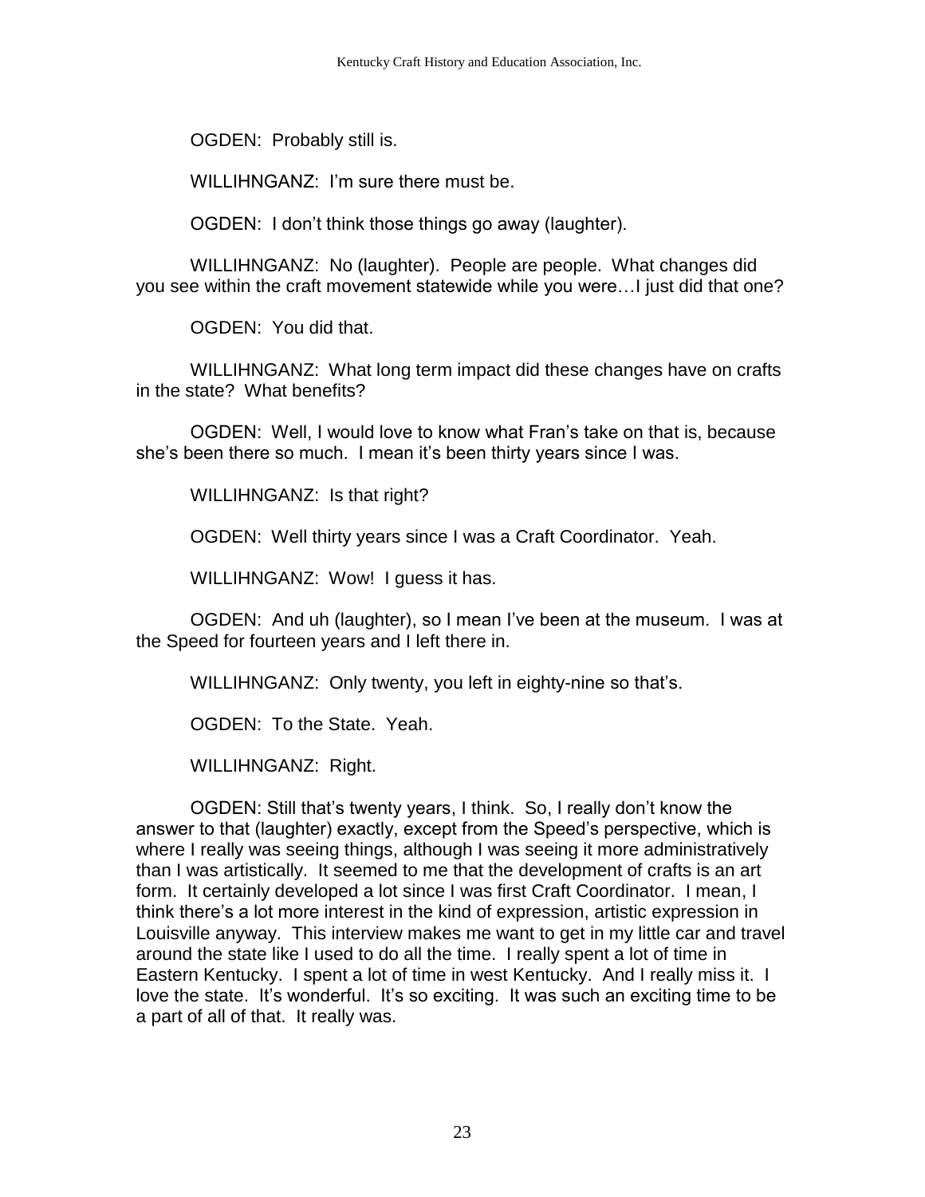OGDEN: Probably still is.

WILLIHNGANZ: I'm sure there must be.

OGDEN: I don't think those things go away (laughter).

WILLIHNGANZ: No (laughter). People are people. What changes did you see within the craft movement statewide while you were…I just did that one?

OGDEN: You did that.

WILLIHNGANZ: What long term impact did these changes have on crafts in the state? What benefits?

OGDEN: Well, I would love to know what Fran's take on that is, because she's been there so much. I mean it's been thirty years since I was.

WILLIHNGANZ: Is that right?

OGDEN: Well thirty years since I was a Craft Coordinator. Yeah.

WILLIHNGANZ: Wow! I guess it has.

OGDEN: And uh (laughter), so I mean I've been at the museum. I was at the Speed for fourteen years and I left there in.

WILLIHNGANZ: Only twenty, you left in eighty-nine so that's.

OGDEN: To the State. Yeah.

WILLIHNGANZ: Right.

OGDEN: Still that's twenty years, I think. So, I really don't know the answer to that (laughter) exactly, except from the Speed's perspective, which is where I really was seeing things, although I was seeing it more administratively than I was artistically. It seemed to me that the development of crafts is an art form. It certainly developed a lot since I was first Craft Coordinator. I mean, I think there's a lot more interest in the kind of expression, artistic expression in Louisville anyway. This interview makes me want to get in my little car and travel around the state like I used to do all the time. I really spent a lot of time in Eastern Kentucky. I spent a lot of time in west Kentucky. And I really miss it. I love the state. It's wonderful. It's so exciting. It was such an exciting time to be a part of all of that. It really was.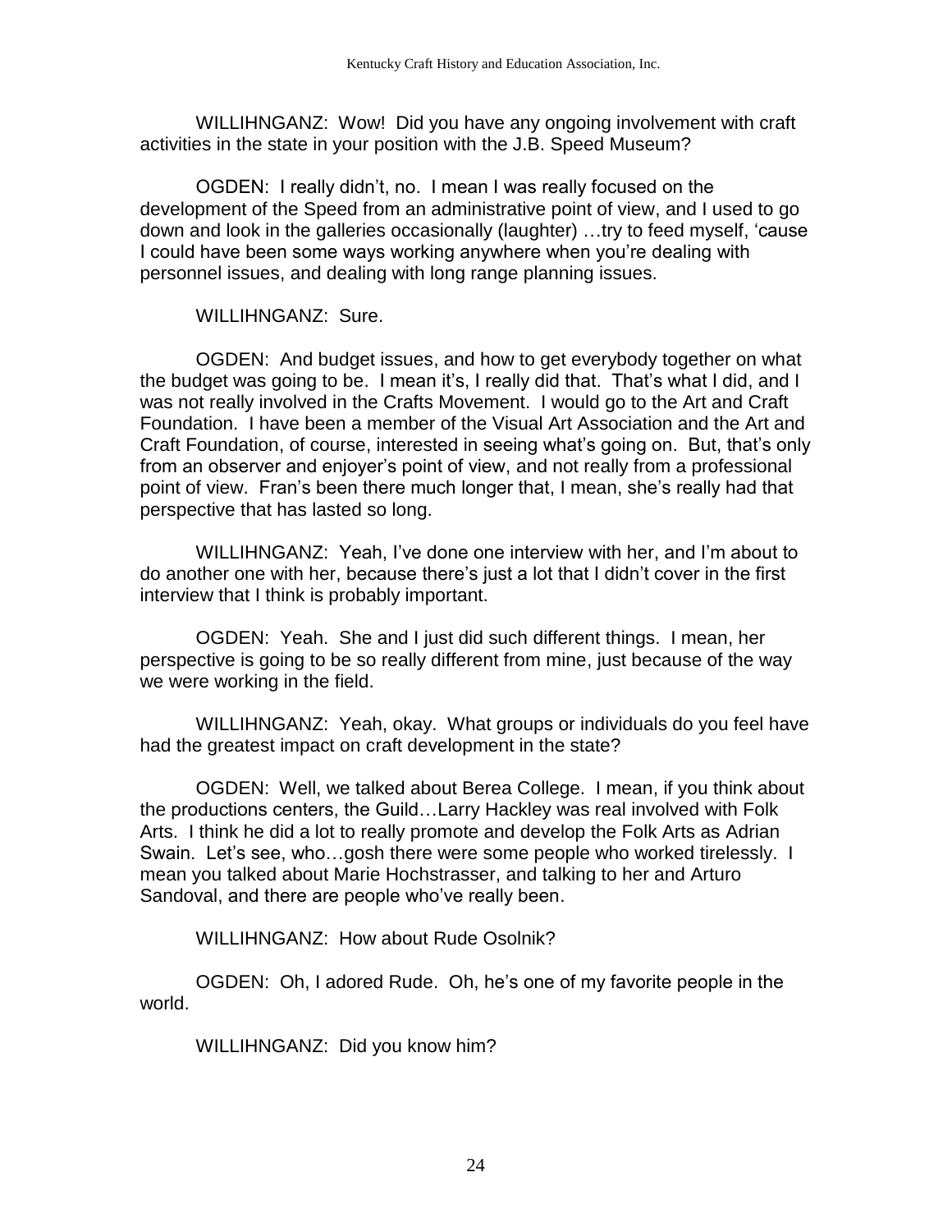WILLIHNGANZ: Wow! Did you have any ongoing involvement with craft activities in the state in your position with the J.B. Speed Museum?

OGDEN: I really didn't, no. I mean I was really focused on the development of the Speed from an administrative point of view, and I used to go down and look in the galleries occasionally (laughter) …try to feed myself, 'cause I could have been some ways working anywhere when you're dealing with personnel issues, and dealing with long range planning issues.

WILLIHNGANZ: Sure.

OGDEN: And budget issues, and how to get everybody together on what the budget was going to be. I mean it's, I really did that. That's what I did, and I was not really involved in the Crafts Movement. I would go to the Art and Craft Foundation. I have been a member of the Visual Art Association and the Art and Craft Foundation, of course, interested in seeing what's going on. But, that's only from an observer and enjoyer's point of view, and not really from a professional point of view. Fran's been there much longer that, I mean, she's really had that perspective that has lasted so long.

WILLIHNGANZ: Yeah, I've done one interview with her, and I'm about to do another one with her, because there's just a lot that I didn't cover in the first interview that I think is probably important.

OGDEN: Yeah. She and I just did such different things. I mean, her perspective is going to be so really different from mine, just because of the way we were working in the field.

WILLIHNGANZ: Yeah, okay. What groups or individuals do you feel have had the greatest impact on craft development in the state?

OGDEN: Well, we talked about Berea College. I mean, if you think about the productions centers, the Guild…Larry Hackley was real involved with Folk Arts. I think he did a lot to really promote and develop the Folk Arts as Adrian Swain. Let's see, who…gosh there were some people who worked tirelessly. I mean you talked about Marie Hochstrasser, and talking to her and Arturo Sandoval, and there are people who've really been.

WILLIHNGANZ: How about Rude Osolnik?

OGDEN: Oh, I adored Rude. Oh, he's one of my favorite people in the world.

WILLIHNGANZ: Did you know him?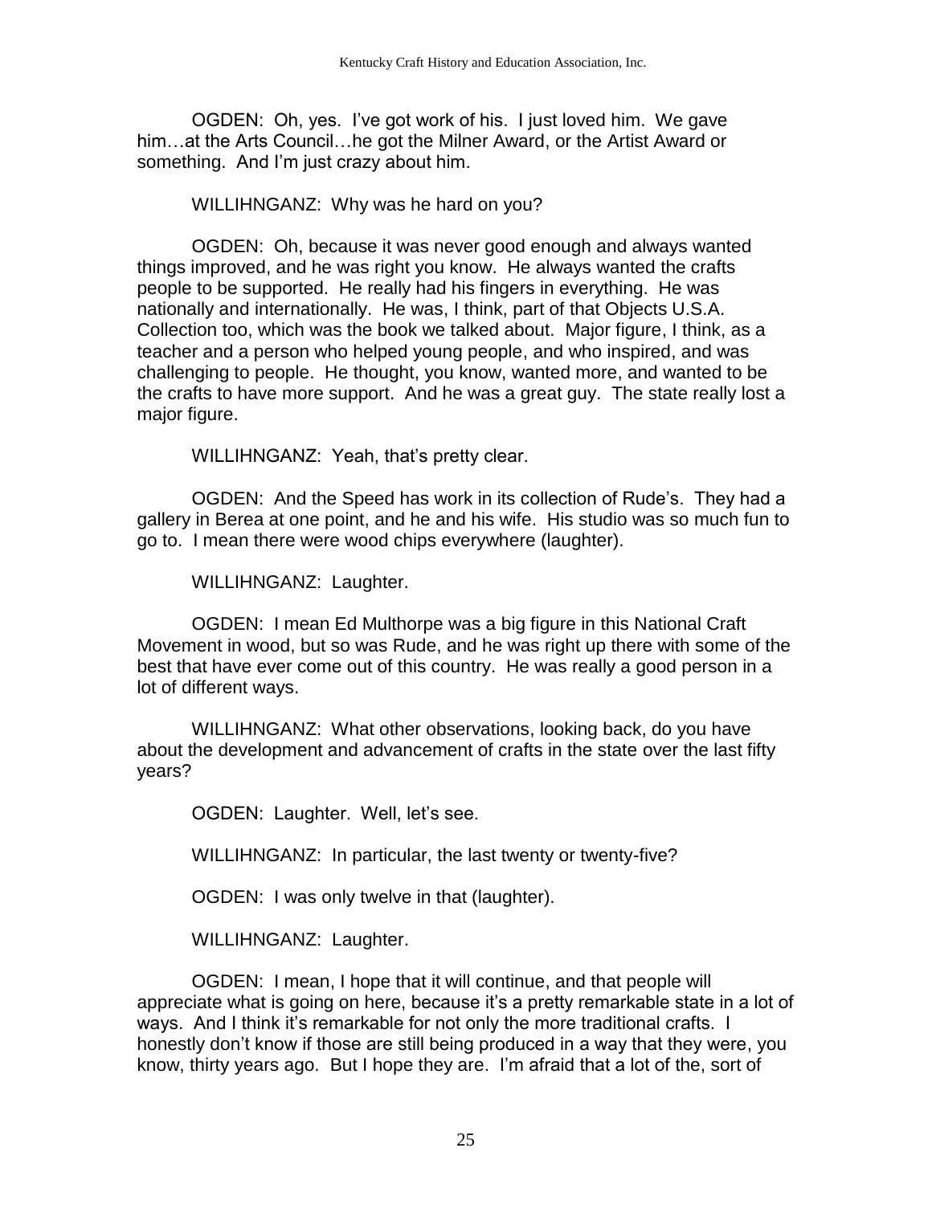OGDEN: Oh, yes. I've got work of his. I just loved him. We gave him…at the Arts Council…he got the Milner Award, or the Artist Award or something. And I'm just crazy about him.

WILLIHNGANZ: Why was he hard on you?

OGDEN: Oh, because it was never good enough and always wanted things improved, and he was right you know. He always wanted the crafts people to be supported. He really had his fingers in everything. He was nationally and internationally. He was, I think, part of that Objects U.S.A. Collection too, which was the book we talked about. Major figure, I think, as a teacher and a person who helped young people, and who inspired, and was challenging to people. He thought, you know, wanted more, and wanted to be the crafts to have more support. And he was a great guy. The state really lost a major figure.

WILLIHNGANZ: Yeah, that's pretty clear.

OGDEN: And the Speed has work in its collection of Rude's. They had a gallery in Berea at one point, and he and his wife. His studio was so much fun to go to. I mean there were wood chips everywhere (laughter).

WILLIHNGANZ: Laughter.

OGDEN: I mean Ed Multhorpe was a big figure in this National Craft Movement in wood, but so was Rude, and he was right up there with some of the best that have ever come out of this country. He was really a good person in a lot of different ways.

WILLIHNGANZ: What other observations, looking back, do you have about the development and advancement of crafts in the state over the last fifty years?

OGDEN: Laughter. Well, let's see.

WILLIHNGANZ: In particular, the last twenty or twenty-five?

OGDEN: I was only twelve in that (laughter).

WILLIHNGANZ: Laughter.

OGDEN: I mean, I hope that it will continue, and that people will appreciate what is going on here, because it's a pretty remarkable state in a lot of ways. And I think it's remarkable for not only the more traditional crafts. I honestly don't know if those are still being produced in a way that they were, you know, thirty years ago. But I hope they are. I'm afraid that a lot of the, sort of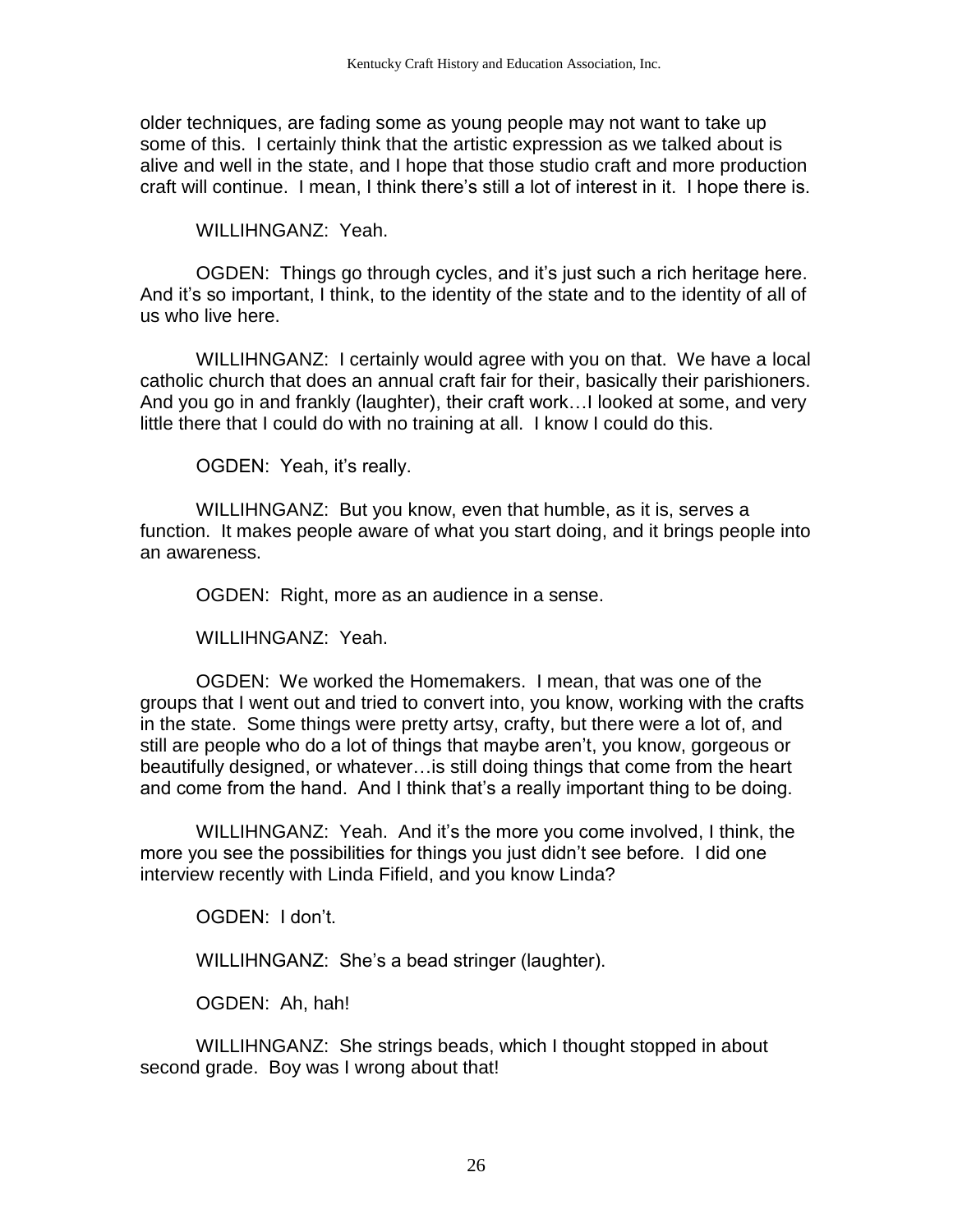older techniques, are fading some as young people may not want to take up some of this. I certainly think that the artistic expression as we talked about is alive and well in the state, and I hope that those studio craft and more production craft will continue. I mean, I think there's still a lot of interest in it. I hope there is.

WILLIHNGANZ: Yeah.

OGDEN: Things go through cycles, and it's just such a rich heritage here. And it's so important, I think, to the identity of the state and to the identity of all of us who live here.

WILLIHNGANZ: I certainly would agree with you on that. We have a local catholic church that does an annual craft fair for their, basically their parishioners. And you go in and frankly (laughter), their craft work…I looked at some, and very little there that I could do with no training at all. I know I could do this.

OGDEN: Yeah, it's really.

WILLIHNGANZ: But you know, even that humble, as it is, serves a function. It makes people aware of what you start doing, and it brings people into an awareness.

OGDEN: Right, more as an audience in a sense.

WILLIHNGANZ: Yeah.

OGDEN: We worked the Homemakers. I mean, that was one of the groups that I went out and tried to convert into, you know, working with the crafts in the state. Some things were pretty artsy, crafty, but there were a lot of, and still are people who do a lot of things that maybe aren't, you know, gorgeous or beautifully designed, or whatever…is still doing things that come from the heart and come from the hand. And I think that's a really important thing to be doing.

WILLIHNGANZ: Yeah. And it's the more you come involved, I think, the more you see the possibilities for things you just didn't see before. I did one interview recently with Linda Fifield, and you know Linda?

OGDEN: I don't.

WILLIHNGANZ: She's a bead stringer (laughter).

OGDEN: Ah, hah!

WILLIHNGANZ: She strings beads, which I thought stopped in about second grade. Boy was I wrong about that!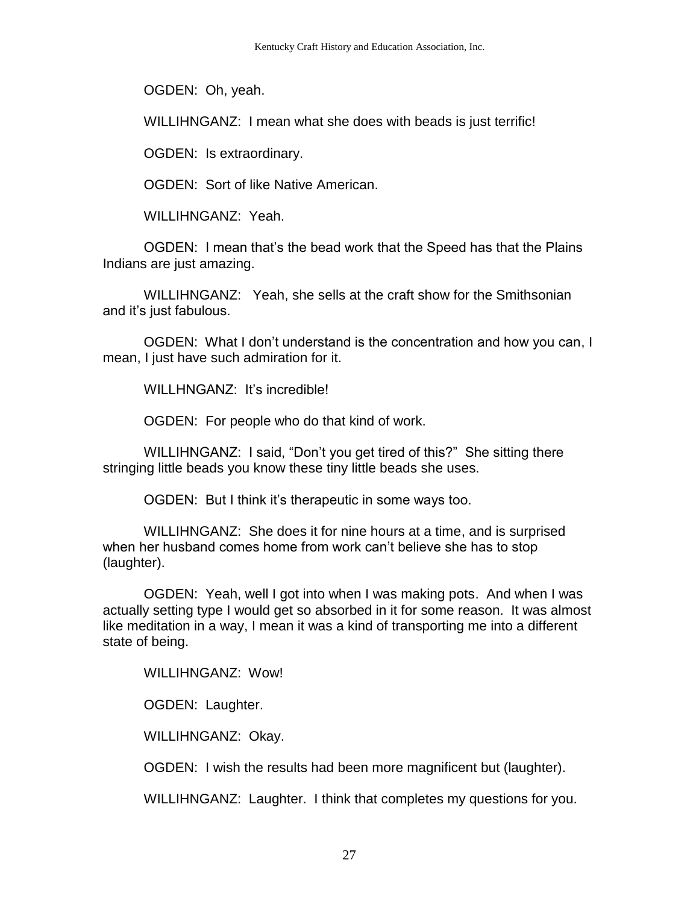OGDEN: Oh, yeah.

WILLIHNGANZ: I mean what she does with beads is just terrific!

OGDEN: Is extraordinary.

OGDEN: Sort of like Native American.

WILLIHNGANZ: Yeah.

OGDEN: I mean that's the bead work that the Speed has that the Plains Indians are just amazing.

WILLIHNGANZ: Yeah, she sells at the craft show for the Smithsonian and it's just fabulous.

OGDEN: What I don't understand is the concentration and how you can, I mean, I just have such admiration for it.

WILLHNGANZ: It's incredible!

OGDEN: For people who do that kind of work.

WILLIHNGANZ: I said, "Don't you get tired of this?" She sitting there stringing little beads you know these tiny little beads she uses.

OGDEN: But I think it's therapeutic in some ways too.

WILLIHNGANZ: She does it for nine hours at a time, and is surprised when her husband comes home from work can't believe she has to stop (laughter).

OGDEN: Yeah, well I got into when I was making pots. And when I was actually setting type I would get so absorbed in it for some reason. It was almost like meditation in a way, I mean it was a kind of transporting me into a different state of being.

WILLIHNGANZ: Wow!

OGDEN: Laughter.

WILLIHNGANZ: Okay.

OGDEN: I wish the results had been more magnificent but (laughter).

WILLIHNGANZ: Laughter. I think that completes my questions for you.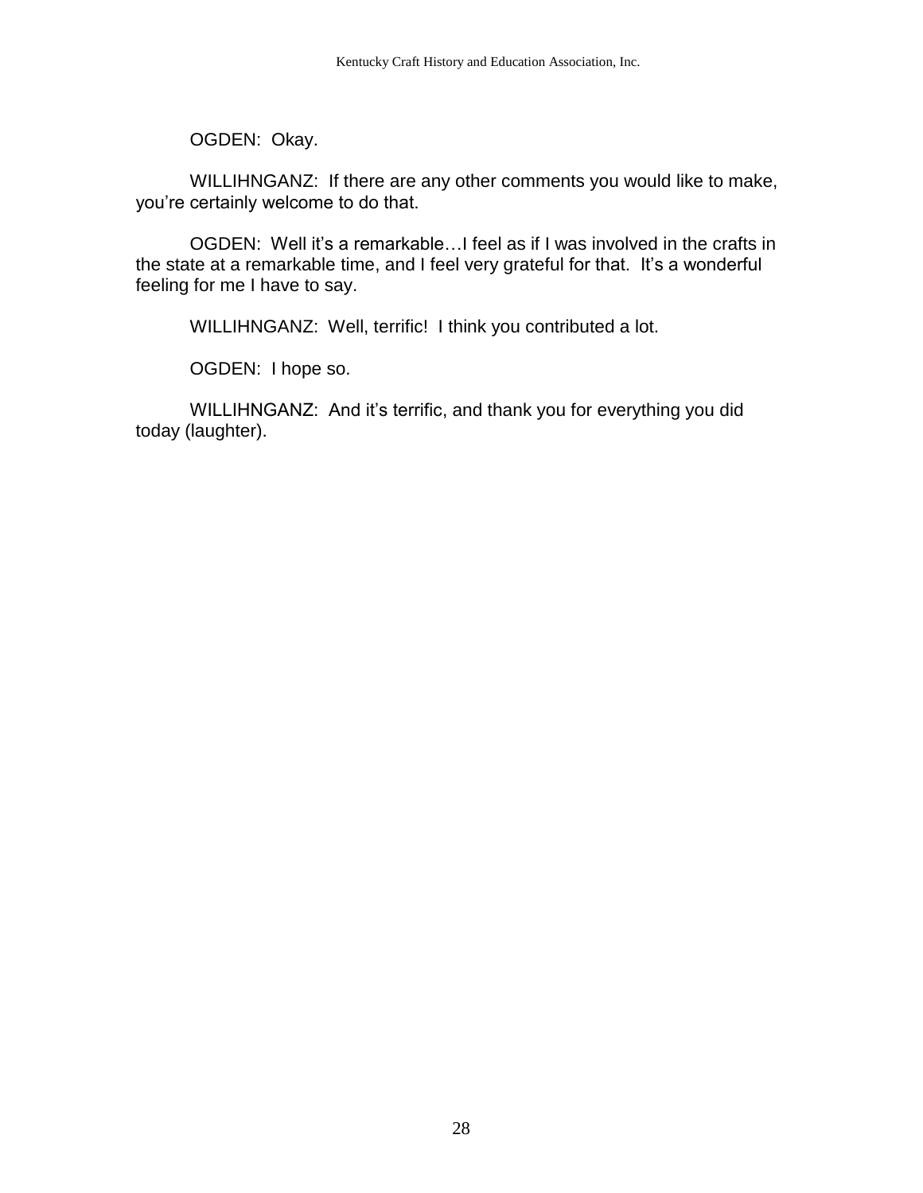OGDEN: Okay.

WILLIHNGANZ: If there are any other comments you would like to make, you're certainly welcome to do that.

OGDEN: Well it's a remarkable…I feel as if I was involved in the crafts in the state at a remarkable time, and I feel very grateful for that. It's a wonderful feeling for me I have to say.

WILLIHNGANZ: Well, terrific! I think you contributed a lot.

OGDEN: I hope so.

WILLIHNGANZ: And it's terrific, and thank you for everything you did today (laughter).